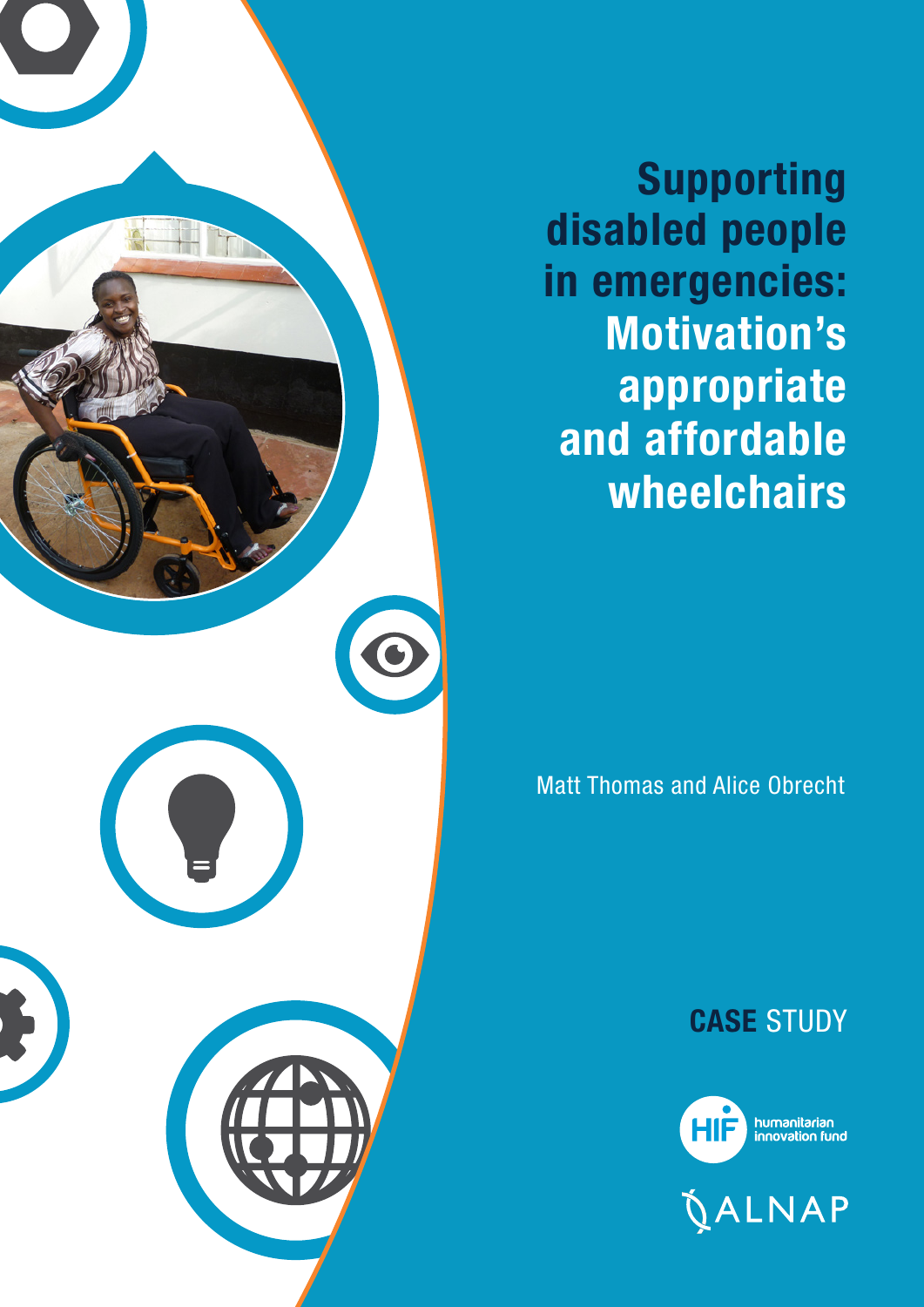# Supporting disabled people in emergencies: Motivation's appropriate and affordable wheelchairs

Matt Thomas and Alice Obrecht

**CASE** STUDY

humanitarian innovation fund

ALNAP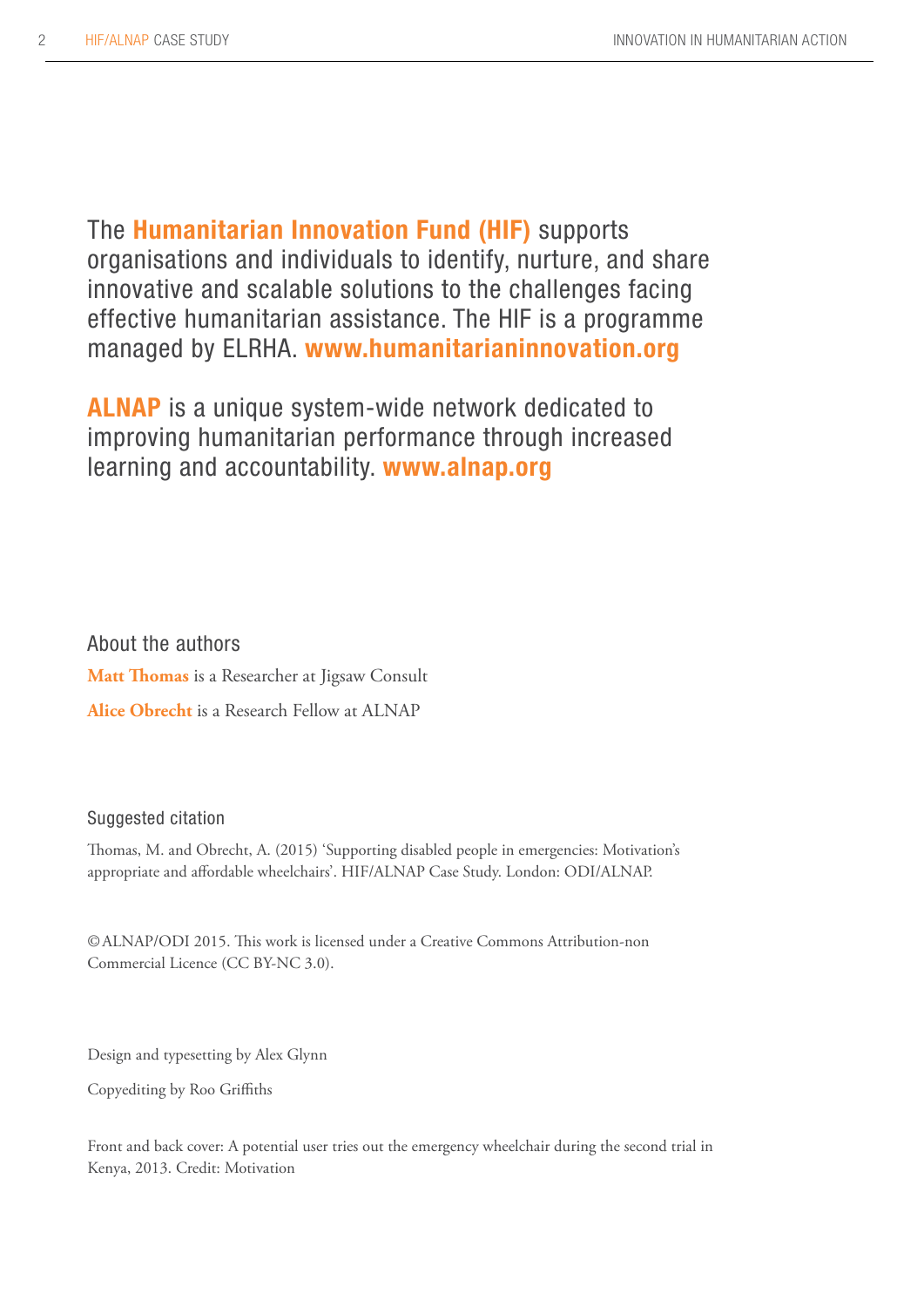The **Humanitarian Innovation Fund (HIF)** supports organisations and individuals to identify, nurture, and share innovative and scalable solutions to the challenges facing effective humanitarian assistance. The HIF is a programme managed by ELRHA. **www.humanitarianinnovation.org**

**ALNAP** is a unique system-wide network dedicated to improving humanitarian performance through increased learning and accountability. **www.alnap.org**

## About the authors

**Matt Thomas** is a Researcher at Jigsaw Consult

**Alice Obrecht** is a Research Fellow at ALNAP

## Suggested citation

Thomas, M. and Obrecht, A. (2015) 'Supporting disabled people in emergencies: Motivation's appropriate and affordable wheelchairs'. HIF/ALNAP Case Study. London: ODI/ALNAP.

©ALNAP/ODI 2015. This work is licensed under a Creative Commons Attribution-non Commercial Licence (CC BY-NC 3.0).

Design and typesetting by Alex Glynn

Copyediting by Roo Griffiths

Front and back cover: A potential user tries out the emergency wheelchair during the second trial in Kenya, 2013. Credit: Motivation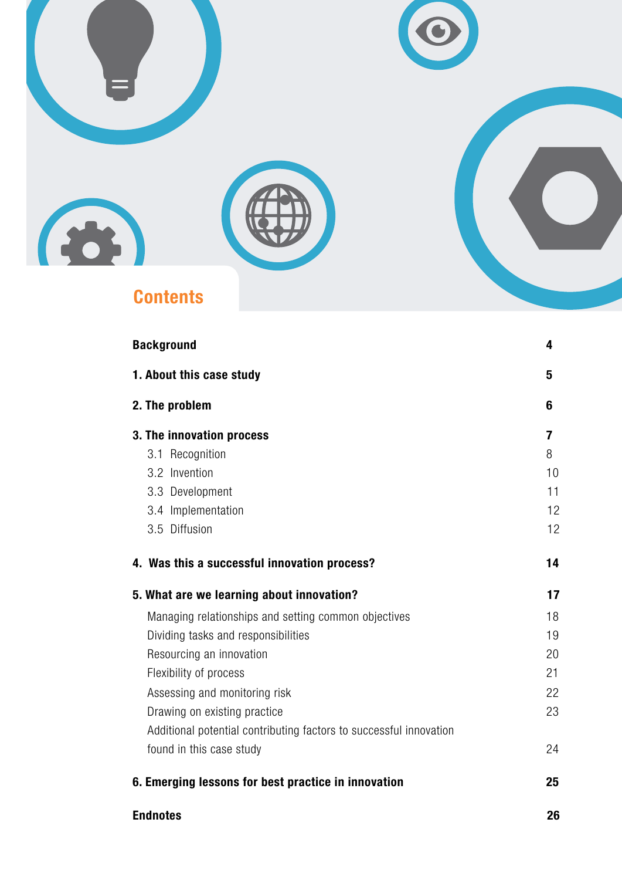# Contents

| | |
|---|---|
| **Background** | **4** |
| **1. About this case study** | **5** |
| **2. The problem** | **6** |
| **3. The innovation process** | **7** |
| 3.1 Recognition | 8 |
| 3.2 Invention | 10 |
| 3.3 Development | 11 |
| 3.4 Implementation | 12 |
| 3.5 Diffusion | 12 |
| **4. Was this a successful innovation process?** | **14** |
| **5. What are we learning about innovation?** | **17** |
| Managing relationships and setting common objectives | 18 |
| Dividing tasks and responsibilities | 19 |
| Resourcing an innovation | 20 |
| Flexibility of process | 21 |
| Assessing and monitoring risk | 22 |
| Drawing on existing practice | 23 |
| Additional potential contributing factors to successful innovation found in this case study | 24 |
| **6. Emerging lessons for best practice in innovation** | **25** |
| **Endnotes** | **26** |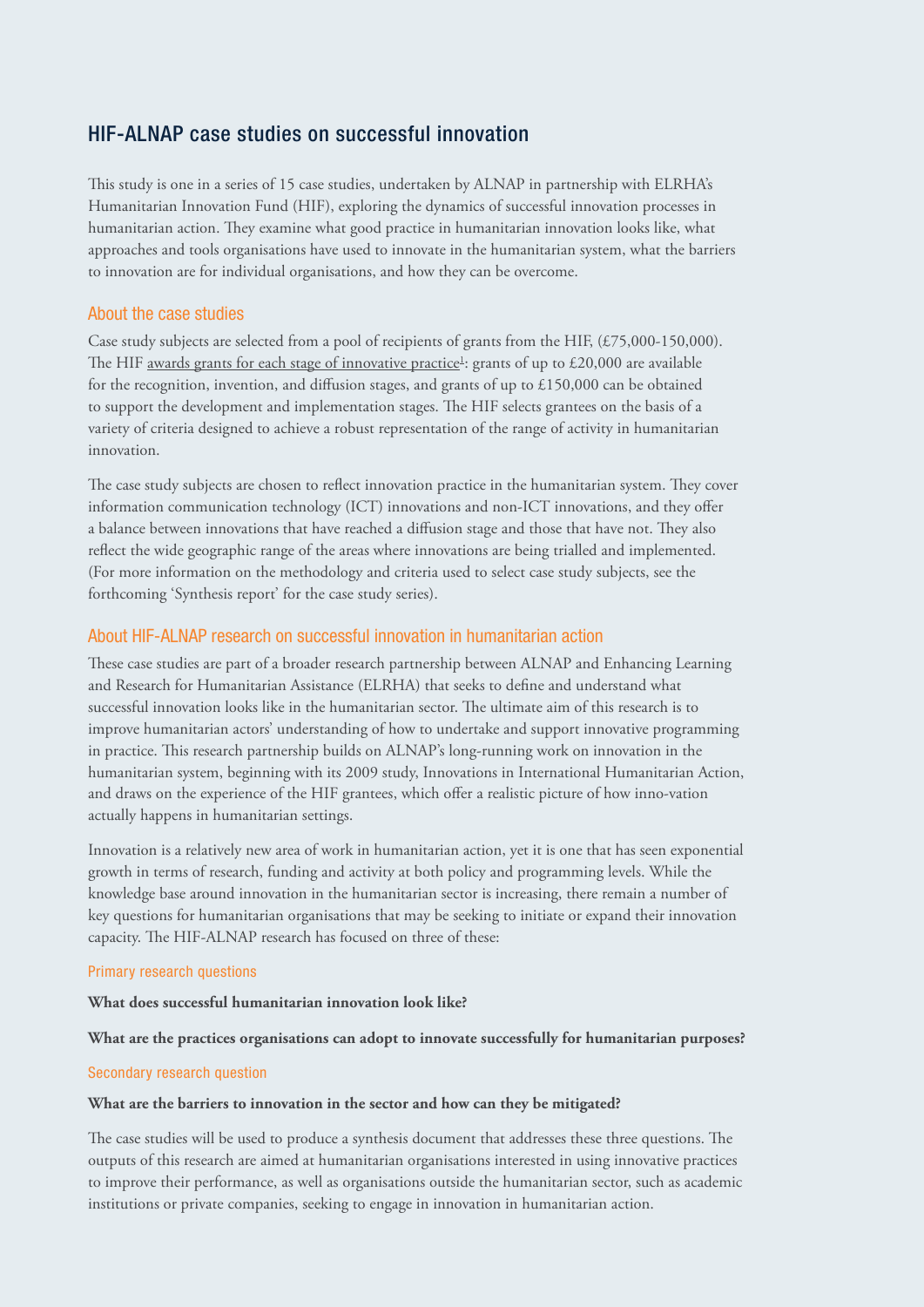## HIF-ALNAP case studies on successful innovation

This study is one in a series of 15 case studies, undertaken by ALNAP in partnership with ELRHA's Humanitarian Innovation Fund (HIF), exploring the dynamics of successful innovation processes in humanitarian action. They examine what good practice in humanitarian innovation looks like, what approaches and tools organisations have used to innovate in the humanitarian system, what the barriers to innovation are for individual organisations, and how they can be overcome.

### About the case studies

Case study subjects are selected from a pool of recipients of grants from the HIF, (£75,000-150,000). The HIF awards grants for each stage of innovative practice[1]: grants of up to £20,000 are available for the recognition, invention, and diffusion stages, and grants of up to £150,000 can be obtained to support the development and implementation stages. The HIF selects grantees on the basis of a variety of criteria designed to achieve a robust representation of the range of activity in humanitarian innovation.

The case study subjects are chosen to reflect innovation practice in the humanitarian system. They cover information communication technology (ICT) innovations and non-ICT innovations, and they offer a balance between innovations that have reached a diffusion stage and those that have not. They also reflect the wide geographic range of the areas where innovations are being trialled and implemented. (For more information on the methodology and criteria used to select case study subjects, see the forthcoming 'Synthesis report' for the case study series).

### About HIF-ALNAP research on successful innovation in humanitarian action

These case studies are part of a broader research partnership between ALNAP and Enhancing Learning and Research for Humanitarian Assistance (ELRHA) that seeks to define and understand what successful innovation looks like in the humanitarian sector. The ultimate aim of this research is to improve humanitarian actors' understanding of how to undertake and support innovative programming in practice. This research partnership builds on ALNAP's long-running work on innovation in the humanitarian system, beginning with its 2009 study, Innovations in International Humanitarian Action, and draws on the experience of the HIF grantees, which offer a realistic picture of how inno-vation actually happens in humanitarian settings.

Innovation is a relatively new area of work in humanitarian action, yet it is one that has seen exponential growth in terms of research, funding and activity at both policy and programming levels. While the knowledge base around innovation in the humanitarian sector is increasing, there remain a number of key questions for humanitarian organisations that may be seeking to initiate or expand their innovation capacity. The HIF-ALNAP research has focused on three of these:

#### Primary research questions

**What does successful humanitarian innovation look like?**

**What are the practices organisations can adopt to innovate successfully for humanitarian purposes?**

#### Secondary research question

**What are the barriers to innovation in the sector and how can they be mitigated?**

The case studies will be used to produce a synthesis document that addresses these three questions. The outputs of this research are aimed at humanitarian organisations interested in using innovative practices to improve their performance, as well as organisations outside the humanitarian sector, such as academic institutions or private companies, seeking to engage in innovation in humanitarian action.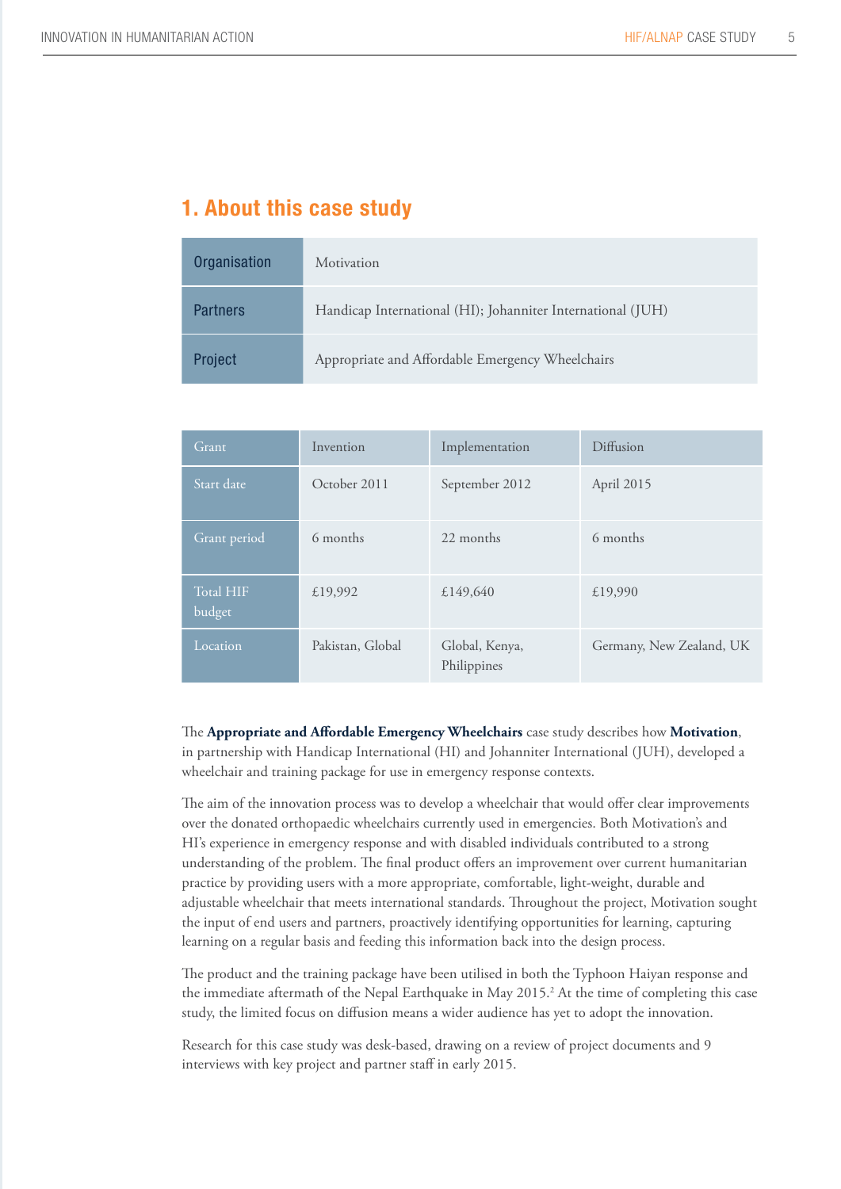## 1. About this case study

| Organisation | Motivation |
|---|---|
| Partners | Handicap International (HI); Johanniter International (JUH) |
| Project | Appropriate and Affordable Emergency Wheelchairs |

| Grant | Invention | Implementation | Diffusion |
|---|---|---|---|
| Start date | October 2011 | September 2012 | April 2015 |
| Grant period | 6 months | 22 months | 6 months |
| Total HIF budget | £19,992 | £149,640 | £19,990 |
| Location | Pakistan, Global | Global, Kenya, Philippines | Germany, New Zealand, UK |

The **Appropriate and Affordable Emergency Wheelchairs** case study describes how **Motivation**, in partnership with Handicap International (HI) and Johanniter International (JUH), developed a wheelchair and training package for use in emergency response contexts.

The aim of the innovation process was to develop a wheelchair that would offer clear improvements over the donated orthopaedic wheelchairs currently used in emergencies. Both Motivation's and HI's experience in emergency response and with disabled individuals contributed to a strong understanding of the problem. The final product offers an improvement over current humanitarian practice by providing users with a more appropriate, comfortable, light-weight, durable and adjustable wheelchair that meets international standards. Throughout the project, Motivation sought the input of end users and partners, proactively identifying opportunities for learning, capturing learning on a regular basis and feeding this information back into the design process.

The product and the training package have been utilised in both the Typhoon Haiyan response and the immediate aftermath of the Nepal Earthquake in May 2015.[2] At the time of completing this case study, the limited focus on diffusion means a wider audience has yet to adopt the innovation.

Research for this case study was desk-based, drawing on a review of project documents and 9 interviews with key project and partner staff in early 2015.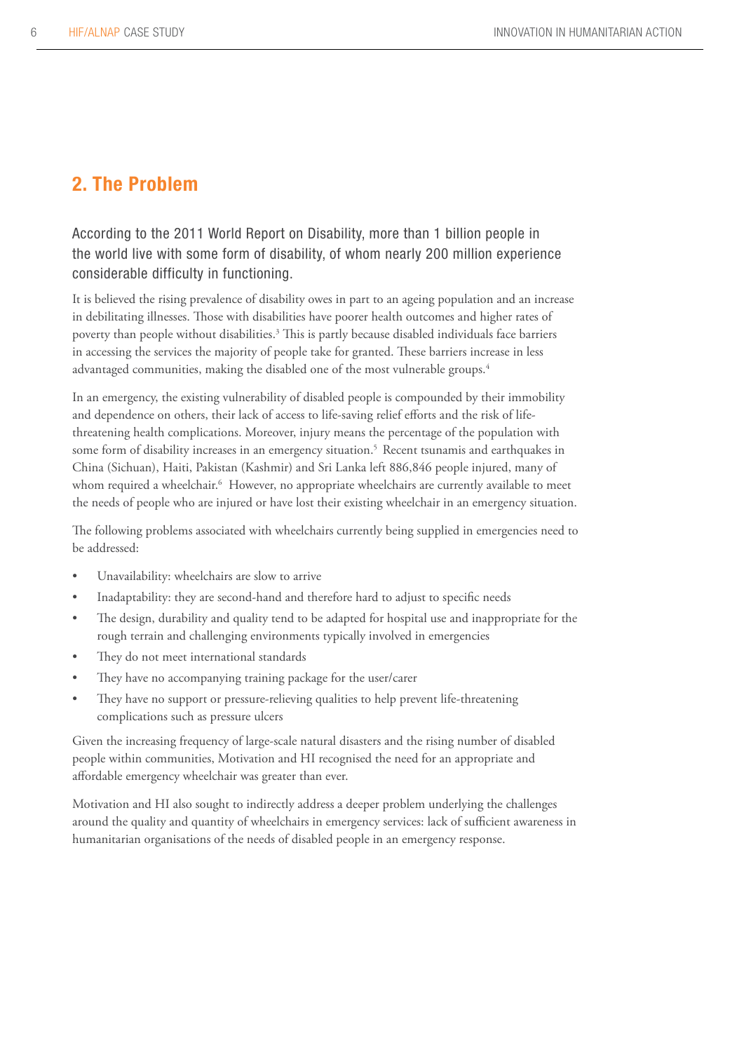## 2. The Problem

According to the 2011 World Report on Disability, more than 1 billion people in the world live with some form of disability, of whom nearly 200 million experience considerable difficulty in functioning.

It is believed the rising prevalence of disability owes in part to an ageing population and an increase in debilitating illnesses. Those with disabilities have poorer health outcomes and higher rates of poverty than people without disabilities.[3] This is partly because disabled individuals face barriers in accessing the services the majority of people take for granted. These barriers increase in less advantaged communities, making the disabled one of the most vulnerable groups.[4]

In an emergency, the existing vulnerability of disabled people is compounded by their immobility and dependence on others, their lack of access to life-saving relief efforts and the risk of life-threatening health complications. Moreover, injury means the percentage of the population with some form of disability increases in an emergency situation.[5] Recent tsunamis and earthquakes in China (Sichuan), Haiti, Pakistan (Kashmir) and Sri Lanka left 886,846 people injured, many of whom required a wheelchair.[6] However, no appropriate wheelchairs are currently available to meet the needs of people who are injured or have lost their existing wheelchair in an emergency situation.

The following problems associated with wheelchairs currently being supplied in emergencies need to be addressed:

- Unavailability: wheelchairs are slow to arrive
- Inadaptability: they are second-hand and therefore hard to adjust to specific needs
- The design, durability and quality tend to be adapted for hospital use and inappropriate for the rough terrain and challenging environments typically involved in emergencies
- They do not meet international standards
- They have no accompanying training package for the user/carer
- They have no support or pressure-relieving qualities to help prevent life-threatening complications such as pressure ulcers

Given the increasing frequency of large-scale natural disasters and the rising number of disabled people within communities, Motivation and HI recognised the need for an appropriate and affordable emergency wheelchair was greater than ever.

Motivation and HI also sought to indirectly address a deeper problem underlying the challenges around the quality and quantity of wheelchairs in emergency services: lack of sufficient awareness in humanitarian organisations of the needs of disabled people in an emergency response.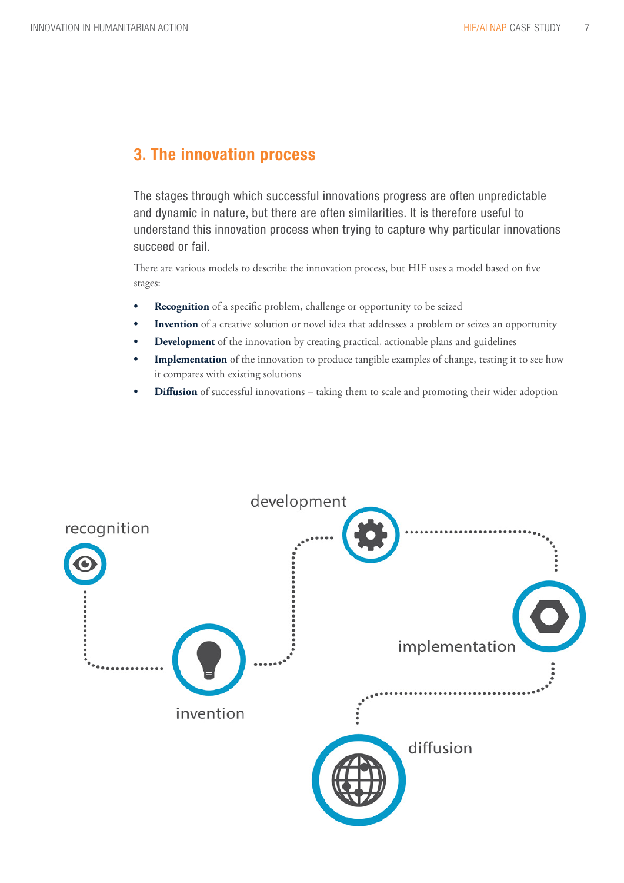## 3. The innovation process

The stages through which successful innovations progress are often unpredictable and dynamic in nature, but there are often similarities. It is therefore useful to understand this innovation process when trying to capture why particular innovations succeed or fail.

There are various models to describe the innovation process, but HIF uses a model based on five stages:

- **Recognition** of a specific problem, challenge or opportunity to be seized
- **Invention** of a creative solution or novel idea that addresses a problem or seizes an opportunity
- **Development** of the innovation by creating practical, actionable plans and guidelines
- **Implementation** of the innovation to produce tangible examples of change, testing it to see how it compares with existing solutions
- **Diffusion** of successful innovations – taking them to scale and promoting their wider adoption

recognition → invention → development → implementation → diffusion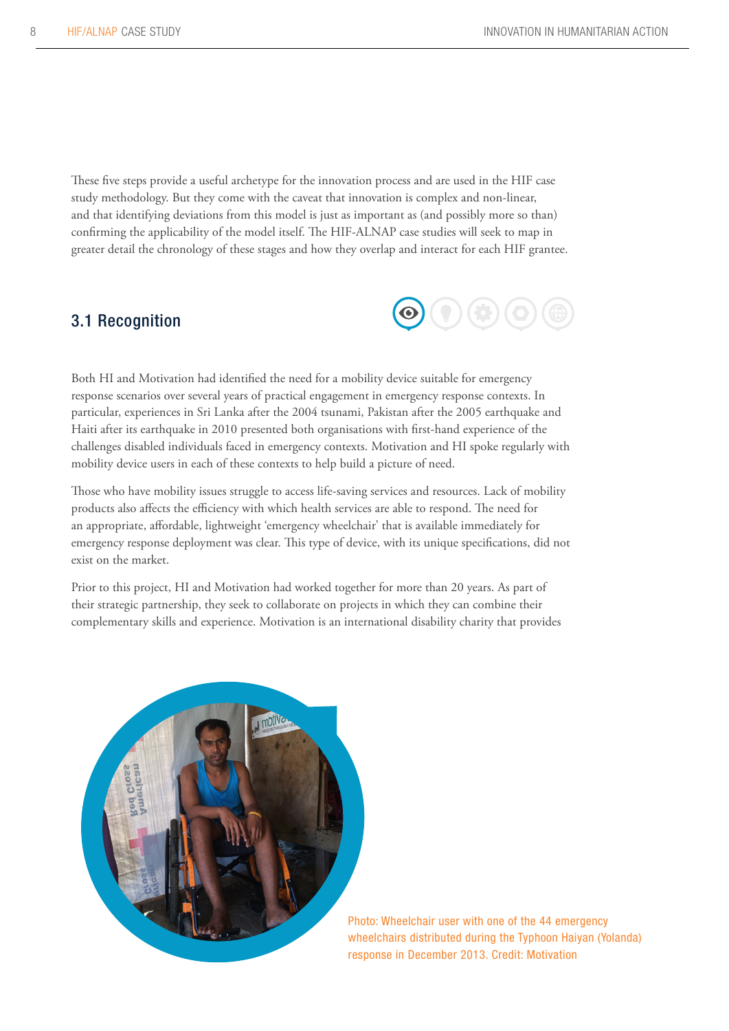These five steps provide a useful archetype for the innovation process and are used in the HIF case study methodology. But they come with the caveat that innovation is complex and non-linear, and that identifying deviations from this model is just as important as (and possibly more so than) confirming the applicability of the model itself. The HIF-ALNAP case studies will seek to map in greater detail the chronology of these stages and how they overlap and interact for each HIF grantee.

## 3.1 Recognition

Both HI and Motivation had identified the need for a mobility device suitable for emergency response scenarios over several years of practical engagement in emergency response contexts. In particular, experiences in Sri Lanka after the 2004 tsunami, Pakistan after the 2005 earthquake and Haiti after its earthquake in 2010 presented both organisations with first-hand experience of the challenges disabled individuals faced in emergency contexts. Motivation and HI spoke regularly with mobility device users in each of these contexts to help build a picture of need.

Those who have mobility issues struggle to access life-saving services and resources. Lack of mobility products also affects the efficiency with which health services are able to respond. The need for an appropriate, affordable, lightweight 'emergency wheelchair' that is available immediately for emergency response deployment was clear. This type of device, with its unique specifications, did not exist on the market.

Prior to this project, HI and Motivation had worked together for more than 20 years. As part of their strategic partnership, they seek to collaborate on projects in which they can combine their complementary skills and experience. Motivation is an international disability charity that provides

Photo: Wheelchair user with one of the 44 emergency wheelchairs distributed during the Typhoon Haiyan (Yolanda) response in December 2013. Credit: Motivation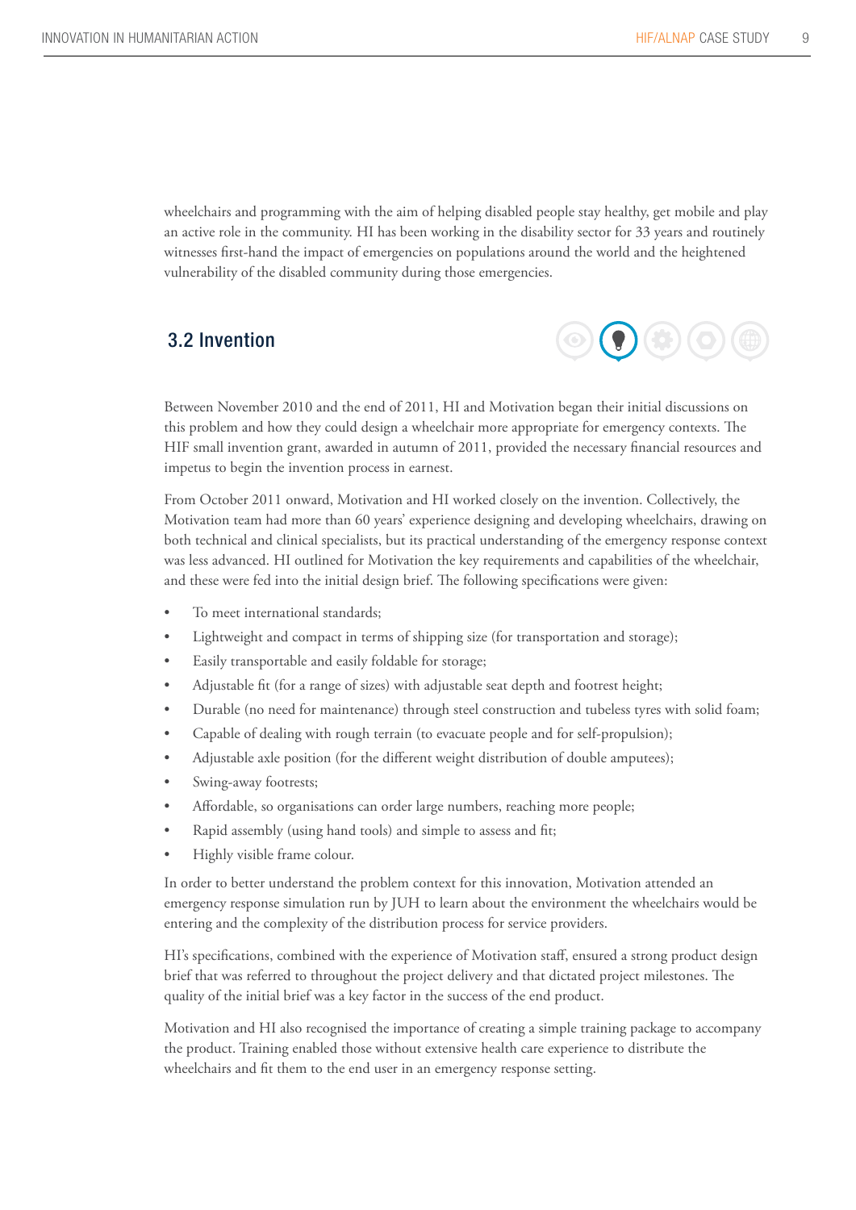wheelchairs and programming with the aim of helping disabled people stay healthy, get mobile and play an active role in the community. HI has been working in the disability sector for 33 years and routinely witnesses first-hand the impact of emergencies on populations around the world and the heightened vulnerability of the disabled community during those emergencies.

## 3.2 Invention

Between November 2010 and the end of 2011, HI and Motivation began their initial discussions on this problem and how they could design a wheelchair more appropriate for emergency contexts. The HIF small invention grant, awarded in autumn of 2011, provided the necessary financial resources and impetus to begin the invention process in earnest.

From October 2011 onward, Motivation and HI worked closely on the invention. Collectively, the Motivation team had more than 60 years' experience designing and developing wheelchairs, drawing on both technical and clinical specialists, but its practical understanding of the emergency response context was less advanced. HI outlined for Motivation the key requirements and capabilities of the wheelchair, and these were fed into the initial design brief. The following specifications were given:

- To meet international standards;
- Lightweight and compact in terms of shipping size (for transportation and storage);
- Easily transportable and easily foldable for storage;
- Adjustable fit (for a range of sizes) with adjustable seat depth and footrest height;
- Durable (no need for maintenance) through steel construction and tubeless tyres with solid foam;
- Capable of dealing with rough terrain (to evacuate people and for self-propulsion);
- Adjustable axle position (for the different weight distribution of double amputees);
- Swing-away footrests;
- Affordable, so organisations can order large numbers, reaching more people;
- Rapid assembly (using hand tools) and simple to assess and fit;
- Highly visible frame colour.

In order to better understand the problem context for this innovation, Motivation attended an emergency response simulation run by JUH to learn about the environment the wheelchairs would be entering and the complexity of the distribution process for service providers.

HI's specifications, combined with the experience of Motivation staff, ensured a strong product design brief that was referred to throughout the project delivery and that dictated project milestones. The quality of the initial brief was a key factor in the success of the end product.

Motivation and HI also recognised the importance of creating a simple training package to accompany the product. Training enabled those without extensive health care experience to distribute the wheelchairs and fit them to the end user in an emergency response setting.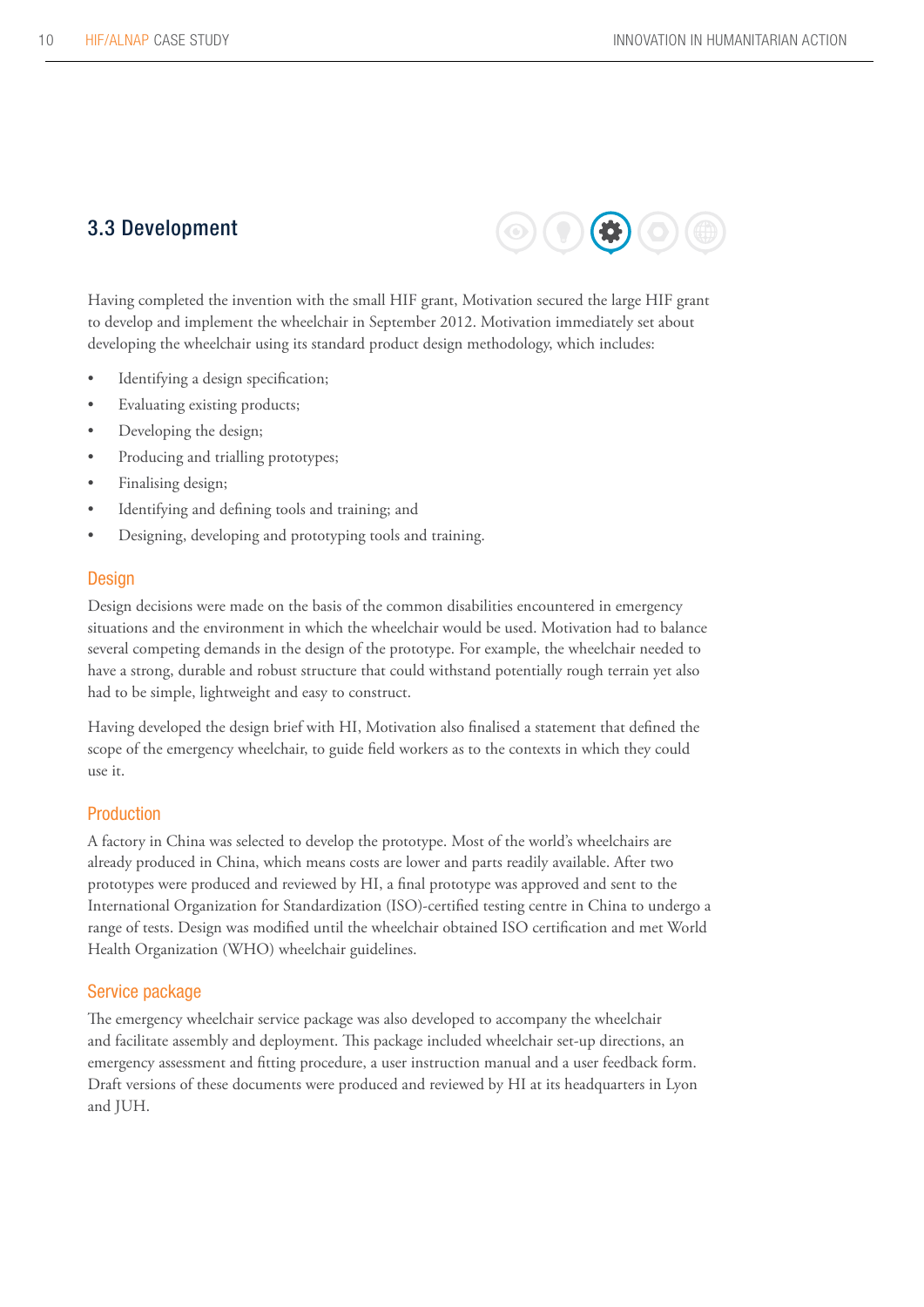## 3.3 Development

Having completed the invention with the small HIF grant, Motivation secured the large HIF grant to develop and implement the wheelchair in September 2012. Motivation immediately set about developing the wheelchair using its standard product design methodology, which includes:

- Identifying a design specification;
- Evaluating existing products;
- Developing the design;
- Producing and trialling prototypes;
- Finalising design;
- Identifying and defining tools and training; and
- Designing, developing and prototyping tools and training.

### Design

Design decisions were made on the basis of the common disabilities encountered in emergency situations and the environment in which the wheelchair would be used. Motivation had to balance several competing demands in the design of the prototype. For example, the wheelchair needed to have a strong, durable and robust structure that could withstand potentially rough terrain yet also had to be simple, lightweight and easy to construct.

Having developed the design brief with HI, Motivation also finalised a statement that defined the scope of the emergency wheelchair, to guide field workers as to the contexts in which they could use it.

### Production

A factory in China was selected to develop the prototype. Most of the world's wheelchairs are already produced in China, which means costs are lower and parts readily available. After two prototypes were produced and reviewed by HI, a final prototype was approved and sent to the International Organization for Standardization (ISO)-certified testing centre in China to undergo a range of tests. Design was modified until the wheelchair obtained ISO certification and met World Health Organization (WHO) wheelchair guidelines.

### Service package

The emergency wheelchair service package was also developed to accompany the wheelchair and facilitate assembly and deployment. This package included wheelchair set-up directions, an emergency assessment and fitting procedure, a user instruction manual and a user feedback form. Draft versions of these documents were produced and reviewed by HI at its headquarters in Lyon and JUH.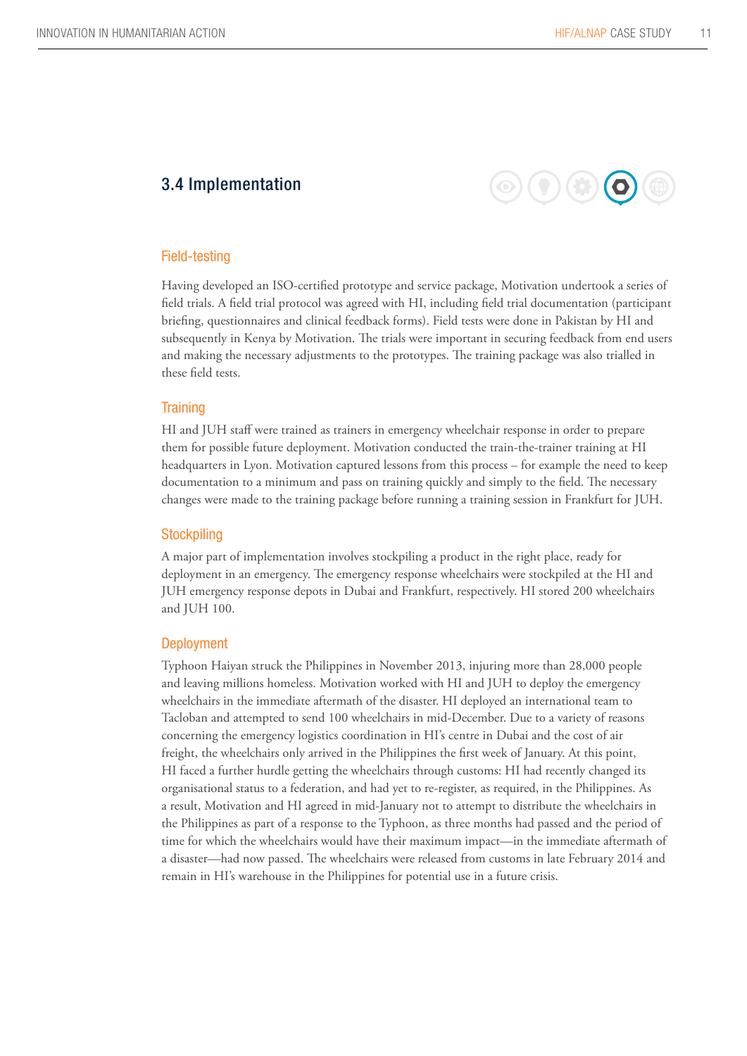## 3.4 Implementation

### Field-testing

Having developed an ISO-certified prototype and service package, Motivation undertook a series of field trials. A field trial protocol was agreed with HI, including field trial documentation (participant briefing, questionnaires and clinical feedback forms). Field tests were done in Pakistan by HI and subsequently in Kenya by Motivation. The trials were important in securing feedback from end users and making the necessary adjustments to the prototypes. The training package was also trialled in these field tests.

### Training

HI and JUH staff were trained as trainers in emergency wheelchair response in order to prepare them for possible future deployment. Motivation conducted the train-the-trainer training at HI headquarters in Lyon. Motivation captured lessons from this process – for example the need to keep documentation to a minimum and pass on training quickly and simply to the field. The necessary changes were made to the training package before running a training session in Frankfurt for JUH.

### Stockpiling

A major part of implementation involves stockpiling a product in the right place, ready for deployment in an emergency. The emergency response wheelchairs were stockpiled at the HI and JUH emergency response depots in Dubai and Frankfurt, respectively. HI stored 200 wheelchairs and JUH 100.

### Deployment

Typhoon Haiyan struck the Philippines in November 2013, injuring more than 28,000 people and leaving millions homeless. Motivation worked with HI and JUH to deploy the emergency wheelchairs in the immediate aftermath of the disaster. HI deployed an international team to Tacloban and attempted to send 100 wheelchairs in mid-December. Due to a variety of reasons concerning the emergency logistics coordination in HI's centre in Dubai and the cost of air freight, the wheelchairs only arrived in the Philippines the first week of January. At this point, HI faced a further hurdle getting the wheelchairs through customs: HI had recently changed its organisational status to a federation, and had yet to re-register, as required, in the Philippines. As a result, Motivation and HI agreed in mid-January not to attempt to distribute the wheelchairs in the Philippines as part of a response to the Typhoon, as three months had passed and the period of time for which the wheelchairs would have their maximum impact—in the immediate aftermath of a disaster—had now passed. The wheelchairs were released from customs in late February 2014 and remain in HI's warehouse in the Philippines for potential use in a future crisis.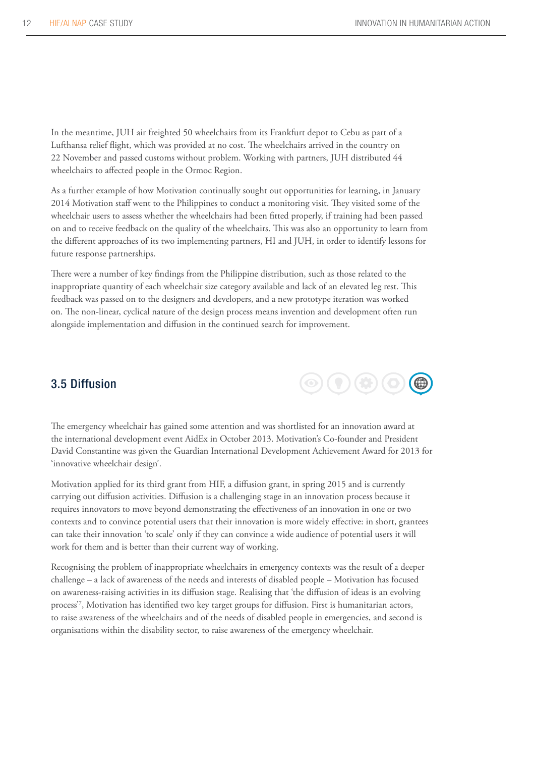In the meantime, JUH air freighted 50 wheelchairs from its Frankfurt depot to Cebu as part of a Lufthansa relief flight, which was provided at no cost. The wheelchairs arrived in the country on 22 November and passed customs without problem. Working with partners, JUH distributed 44 wheelchairs to affected people in the Ormoc Region.

As a further example of how Motivation continually sought out opportunities for learning, in January 2014 Motivation staff went to the Philippines to conduct a monitoring visit. They visited some of the wheelchair users to assess whether the wheelchairs had been fitted properly, if training had been passed on and to receive feedback on the quality of the wheelchairs. This was also an opportunity to learn from the different approaches of its two implementing partners, HI and JUH, in order to identify lessons for future response partnerships.

There were a number of key findings from the Philippine distribution, such as those related to the inappropriate quantity of each wheelchair size category available and lack of an elevated leg rest. This feedback was passed on to the designers and developers, and a new prototype iteration was worked on. The non-linear, cyclical nature of the design process means invention and development often run alongside implementation and diffusion in the continued search for improvement.

## 3.5 Diffusion

The emergency wheelchair has gained some attention and was shortlisted for an innovation award at the international development event AidEx in October 2013. Motivation's Co-founder and President David Constantine was given the Guardian International Development Achievement Award for 2013 for 'innovative wheelchair design'.

Motivation applied for its third grant from HIF, a diffusion grant, in spring 2015 and is currently carrying out diffusion activities. Diffusion is a challenging stage in an innovation process because it requires innovators to move beyond demonstrating the effectiveness of an innovation in one or two contexts and to convince potential users that their innovation is more widely effective: in short, grantees can take their innovation 'to scale' only if they can convince a wide audience of potential users it will work for them and is better than their current way of working.

Recognising the problem of inappropriate wheelchairs in emergency contexts was the result of a deeper challenge – a lack of awareness of the needs and interests of disabled people – Motivation has focused on awareness-raising activities in its diffusion stage. Realising that 'the diffusion of ideas is an evolving process'[7], Motivation has identified two key target groups for diffusion. First is humanitarian actors, to raise awareness of the wheelchairs and of the needs of disabled people in emergencies, and second is organisations within the disability sector, to raise awareness of the emergency wheelchair.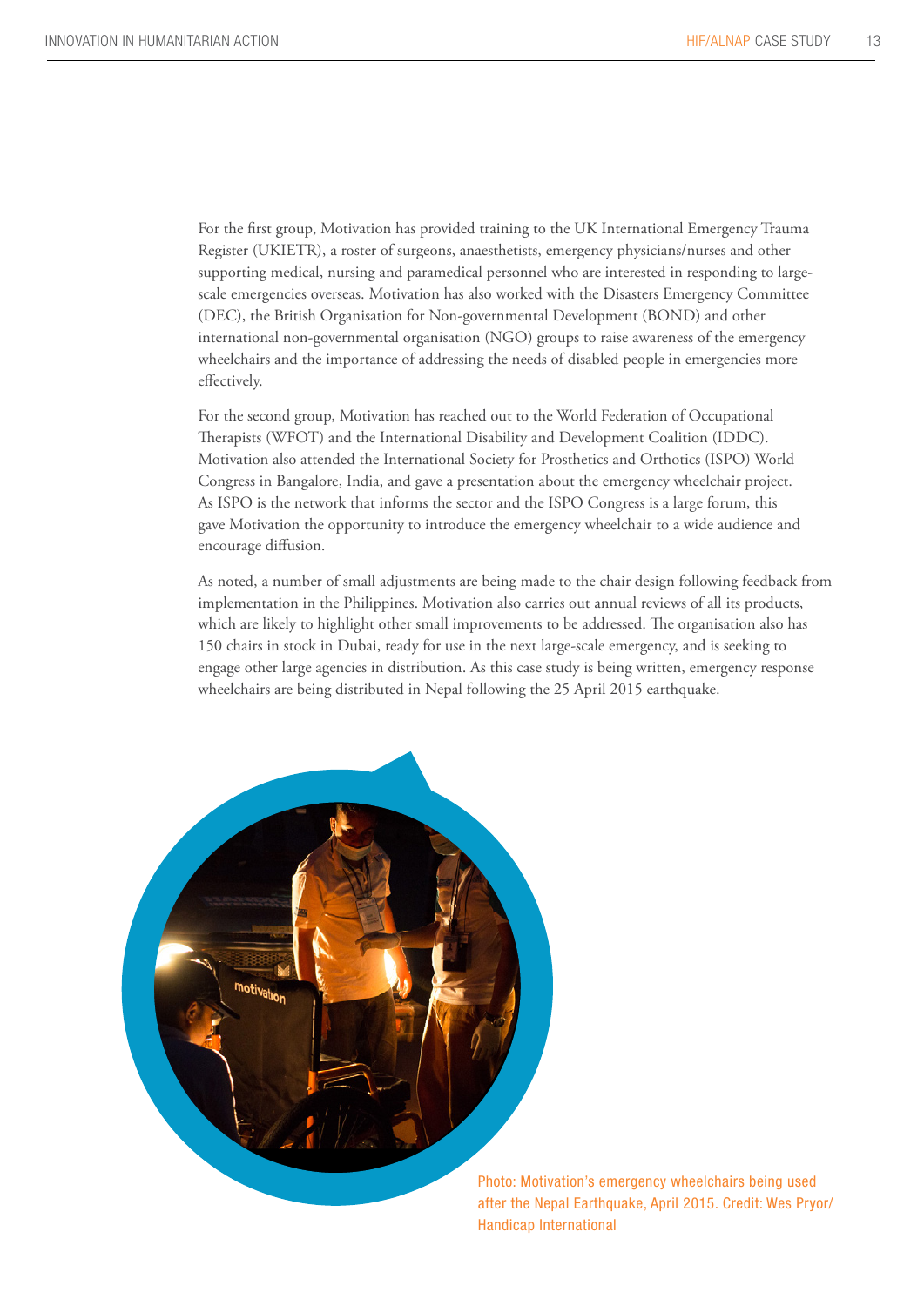For the first group, Motivation has provided training to the UK International Emergency Trauma Register (UKIETR), a roster of surgeons, anaesthetists, emergency physicians/nurses and other supporting medical, nursing and paramedical personnel who are interested in responding to large-scale emergencies overseas. Motivation has also worked with the Disasters Emergency Committee (DEC), the British Organisation for Non-governmental Development (BOND) and other international non-governmental organisation (NGO) groups to raise awareness of the emergency wheelchairs and the importance of addressing the needs of disabled people in emergencies more effectively.

For the second group, Motivation has reached out to the World Federation of Occupational Therapists (WFOT) and the International Disability and Development Coalition (IDDC). Motivation also attended the International Society for Prosthetics and Orthotics (ISPO) World Congress in Bangalore, India, and gave a presentation about the emergency wheelchair project. As ISPO is the network that informs the sector and the ISPO Congress is a large forum, this gave Motivation the opportunity to introduce the emergency wheelchair to a wide audience and encourage diffusion.

As noted, a number of small adjustments are being made to the chair design following feedback from implementation in the Philippines. Motivation also carries out annual reviews of all its products, which are likely to highlight other small improvements to be addressed. The organisation also has 150 chairs in stock in Dubai, ready for use in the next large-scale emergency, and is seeking to engage other large agencies in distribution. As this case study is being written, emergency response wheelchairs are being distributed in Nepal following the 25 April 2015 earthquake.

Photo: Motivation's emergency wheelchairs being used after the Nepal Earthquake, April 2015. Credit: Wes Pryor/ Handicap International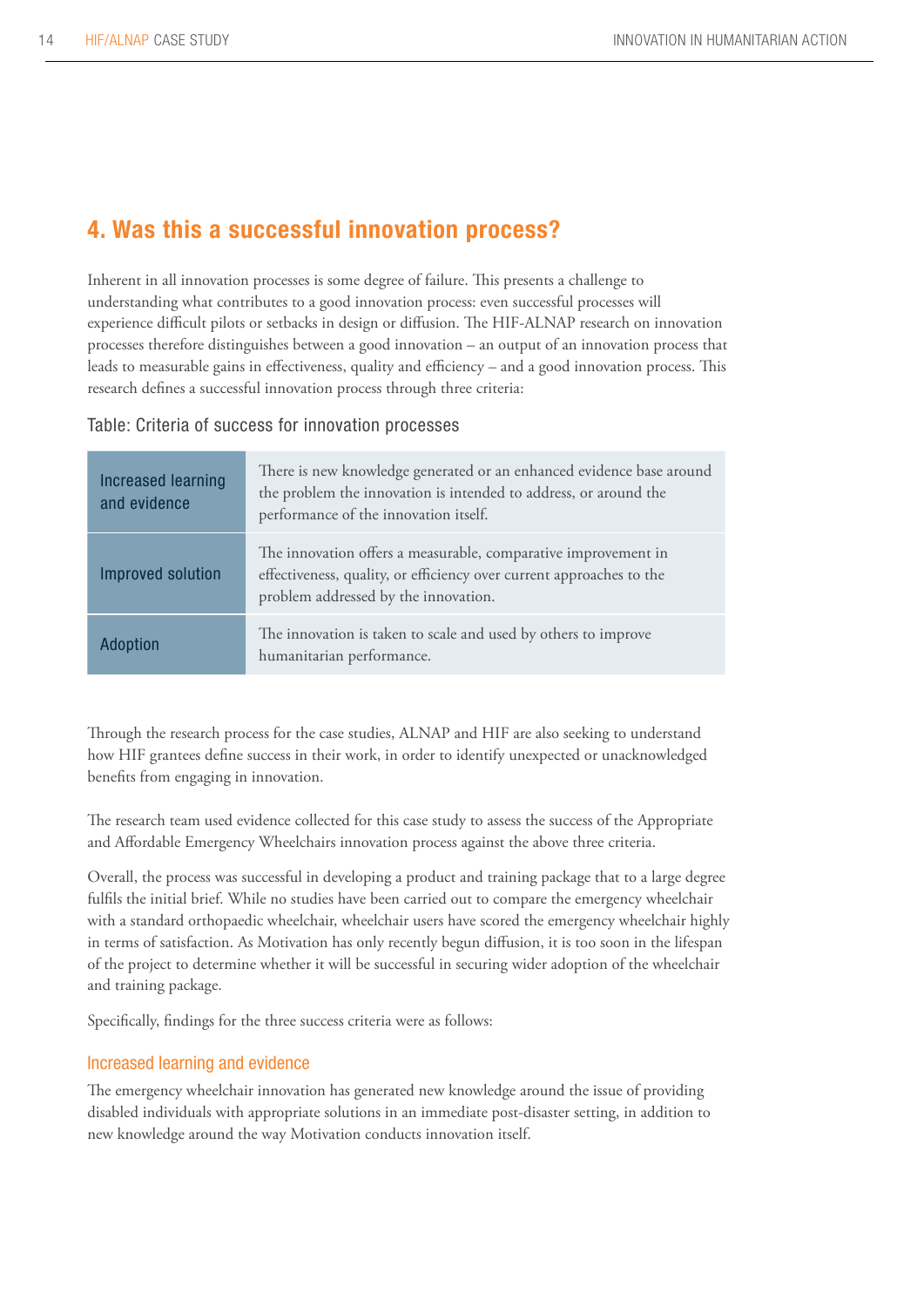## 4. Was this a successful innovation process?

Inherent in all innovation processes is some degree of failure. This presents a challenge to understanding what contributes to a good innovation process: even successful processes will experience difficult pilots or setbacks in design or diffusion. The HIF-ALNAP research on innovation processes therefore distinguishes between a good innovation – an output of an innovation process that leads to measurable gains in effectiveness, quality and efficiency – and a good innovation process. This research defines a successful innovation process through three criteria:

Table: Criteria of success for innovation processes

| | |
|---|---|
| Increased learning and evidence | There is new knowledge generated or an enhanced evidence base around the problem the innovation is intended to address, or around the performance of the innovation itself. |
| Improved solution | The innovation offers a measurable, comparative improvement in effectiveness, quality, or efficiency over current approaches to the problem addressed by the innovation. |
| Adoption | The innovation is taken to scale and used by others to improve humanitarian performance. |

Through the research process for the case studies, ALNAP and HIF are also seeking to understand how HIF grantees define success in their work, in order to identify unexpected or unacknowledged benefits from engaging in innovation.

The research team used evidence collected for this case study to assess the success of the Appropriate and Affordable Emergency Wheelchairs innovation process against the above three criteria.

Overall, the process was successful in developing a product and training package that to a large degree fulfils the initial brief. While no studies have been carried out to compare the emergency wheelchair with a standard orthopaedic wheelchair, wheelchair users have scored the emergency wheelchair highly in terms of satisfaction. As Motivation has only recently begun diffusion, it is too soon in the lifespan of the project to determine whether it will be successful in securing wider adoption of the wheelchair and training package.

Specifically, findings for the three success criteria were as follows:

### Increased learning and evidence

The emergency wheelchair innovation has generated new knowledge around the issue of providing disabled individuals with appropriate solutions in an immediate post-disaster setting, in addition to new knowledge around the way Motivation conducts innovation itself.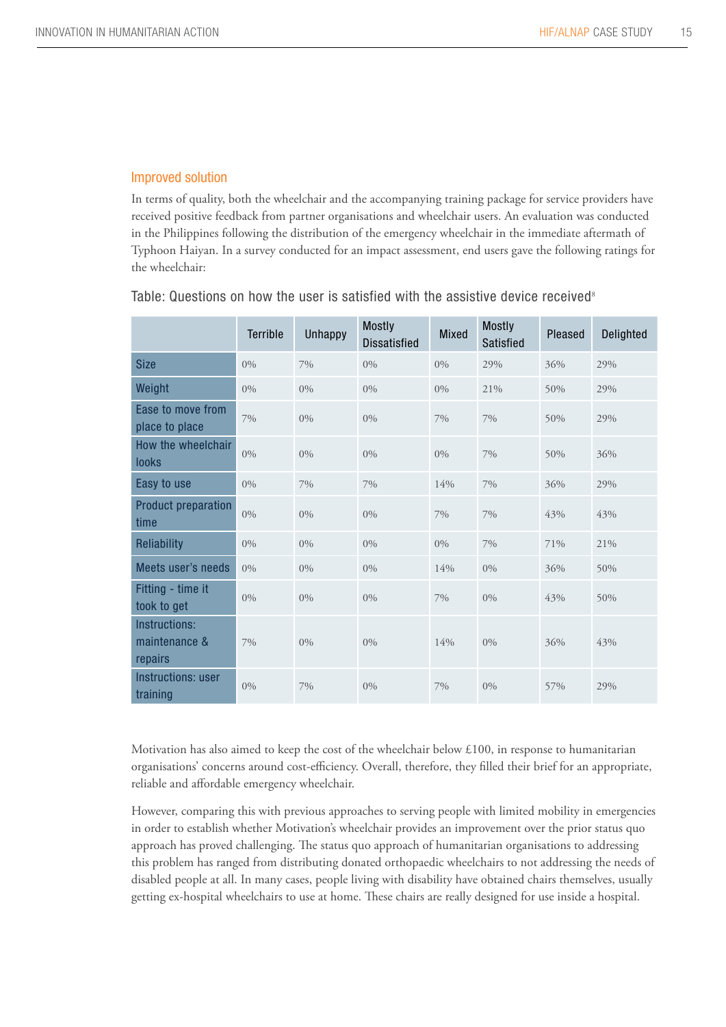## Improved solution

In terms of quality, both the wheelchair and the accompanying training package for service providers have received positive feedback from partner organisations and wheelchair users. An evaluation was conducted in the Philippines following the distribution of the emergency wheelchair in the immediate aftermath of Typhoon Haiyan. In a survey conducted for an impact assessment, end users gave the following ratings for the wheelchair:

Table: Questions on how the user is satisfied with the assistive device received[8]

| | Terrible | Unhappy | Mostly Dissatisfied | Mixed | Mostly Satisfied | Pleased | Delighted |
|---|---|---|---|---|---|---|---|
| Size | 0% | 7% | 0% | 0% | 29% | 36% | 29% |
| Weight | 0% | 0% | 0% | 0% | 21% | 50% | 29% |
| Ease to move from place to place | 7% | 0% | 0% | 7% | 7% | 50% | 29% |
| How the wheelchair looks | 0% | 0% | 0% | 0% | 7% | 50% | 36% |
| Easy to use | 0% | 7% | 7% | 14% | 7% | 36% | 29% |
| Product preparation time | 0% | 0% | 0% | 7% | 7% | 43% | 43% |
| Reliability | 0% | 0% | 0% | 0% | 7% | 71% | 21% |
| Meets user's needs | 0% | 0% | 0% | 14% | 0% | 36% | 50% |
| Fitting - time it took to get | 0% | 0% | 0% | 7% | 0% | 43% | 50% |
| Instructions: maintenance & repairs | 7% | 0% | 0% | 14% | 0% | 36% | 43% |
| Instructions: user training | 0% | 7% | 0% | 7% | 0% | 57% | 29% |

Motivation has also aimed to keep the cost of the wheelchair below £100, in response to humanitarian organisations' concerns around cost-efficiency. Overall, therefore, they filled their brief for an appropriate, reliable and affordable emergency wheelchair.

However, comparing this with previous approaches to serving people with limited mobility in emergencies in order to establish whether Motivation's wheelchair provides an improvement over the prior status quo approach has proved challenging. The status quo approach of humanitarian organisations to addressing this problem has ranged from distributing donated orthopaedic wheelchairs to not addressing the needs of disabled people at all. In many cases, people living with disability have obtained chairs themselves, usually getting ex-hospital wheelchairs to use at home. These chairs are really designed for use inside a hospital.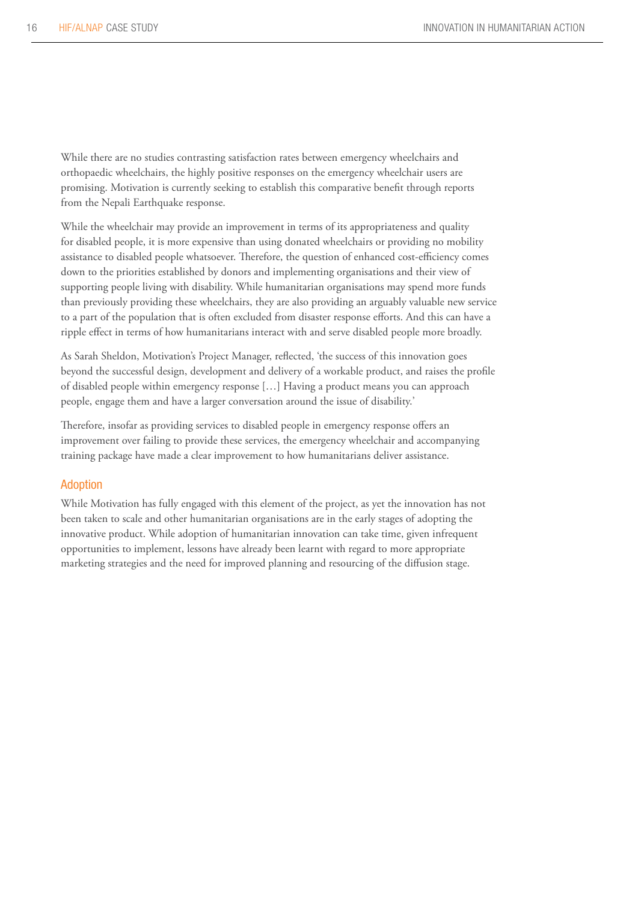While there are no studies contrasting satisfaction rates between emergency wheelchairs and orthopaedic wheelchairs, the highly positive responses on the emergency wheelchair users are promising. Motivation is currently seeking to establish this comparative benefit through reports from the Nepali Earthquake response.

While the wheelchair may provide an improvement in terms of its appropriateness and quality for disabled people, it is more expensive than using donated wheelchairs or providing no mobility assistance to disabled people whatsoever. Therefore, the question of enhanced cost-efficiency comes down to the priorities established by donors and implementing organisations and their view of supporting people living with disability. While humanitarian organisations may spend more funds than previously providing these wheelchairs, they are also providing an arguably valuable new service to a part of the population that is often excluded from disaster response efforts. And this can have a ripple effect in terms of how humanitarians interact with and serve disabled people more broadly.

As Sarah Sheldon, Motivation's Project Manager, reflected, 'the success of this innovation goes beyond the successful design, development and delivery of a workable product, and raises the profile of disabled people within emergency response […] Having a product means you can approach people, engage them and have a larger conversation around the issue of disability.'

Therefore, insofar as providing services to disabled people in emergency response offers an improvement over failing to provide these services, the emergency wheelchair and accompanying training package have made a clear improvement to how humanitarians deliver assistance.

## Adoption

While Motivation has fully engaged with this element of the project, as yet the innovation has not been taken to scale and other humanitarian organisations are in the early stages of adopting the innovative product. While adoption of humanitarian innovation can take time, given infrequent opportunities to implement, lessons have already been learnt with regard to more appropriate marketing strategies and the need for improved planning and resourcing of the diffusion stage.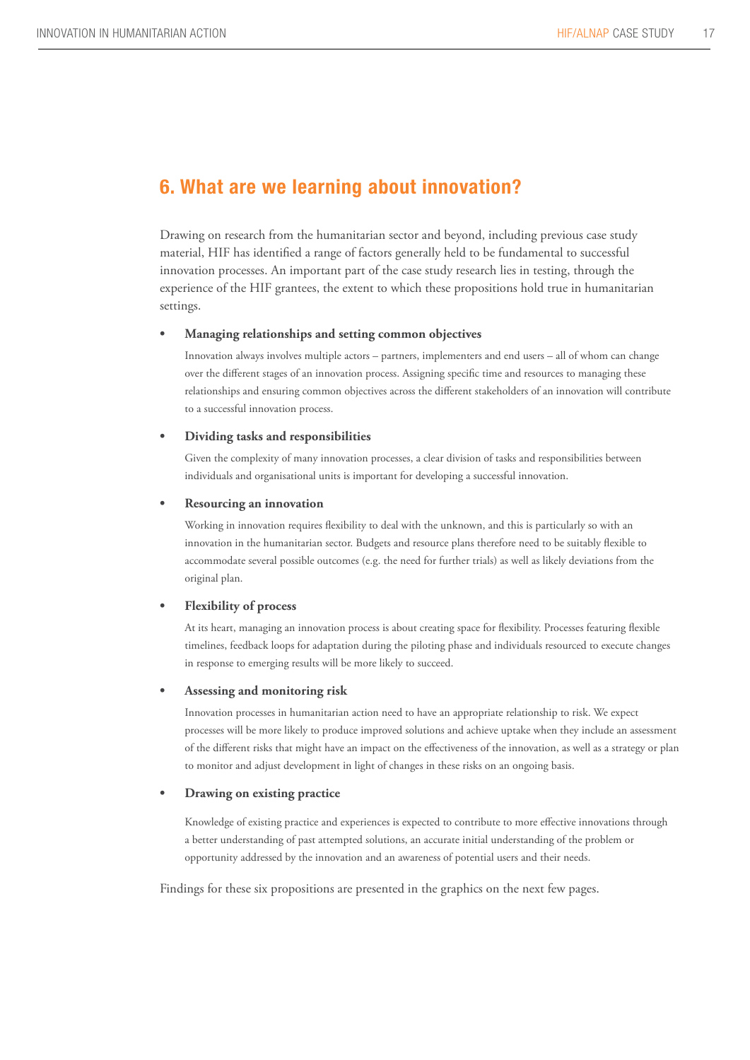## 6. What are we learning about innovation?

Drawing on research from the humanitarian sector and beyond, including previous case study material, HIF has identified a range of factors generally held to be fundamental to successful innovation processes. An important part of the case study research lies in testing, through the experience of the HIF grantees, the extent to which these propositions hold true in humanitarian settings.

- **Managing relationships and setting common objectives**

  Innovation always involves multiple actors – partners, implementers and end users – all of whom can change over the different stages of an innovation process. Assigning specific time and resources to managing these relationships and ensuring common objectives across the different stakeholders of an innovation will contribute to a successful innovation process.

- **Dividing tasks and responsibilities**

  Given the complexity of many innovation processes, a clear division of tasks and responsibilities between individuals and organisational units is important for developing a successful innovation.

- **Resourcing an innovation**

  Working in innovation requires flexibility to deal with the unknown, and this is particularly so with an innovation in the humanitarian sector. Budgets and resource plans therefore need to be suitably flexible to accommodate several possible outcomes (e.g. the need for further trials) as well as likely deviations from the original plan.

- **Flexibility of process**

  At its heart, managing an innovation process is about creating space for flexibility. Processes featuring flexible timelines, feedback loops for adaptation during the piloting phase and individuals resourced to execute changes in response to emerging results will be more likely to succeed.

- **Assessing and monitoring risk**

  Innovation processes in humanitarian action need to have an appropriate relationship to risk. We expect processes will be more likely to produce improved solutions and achieve uptake when they include an assessment of the different risks that might have an impact on the effectiveness of the innovation, as well as a strategy or plan to monitor and adjust development in light of changes in these risks on an ongoing basis.

- **Drawing on existing practice**

  Knowledge of existing practice and experiences is expected to contribute to more effective innovations through a better understanding of past attempted solutions, an accurate initial understanding of the problem or opportunity addressed by the innovation and an awareness of potential users and their needs.

Findings for these six propositions are presented in the graphics on the next few pages.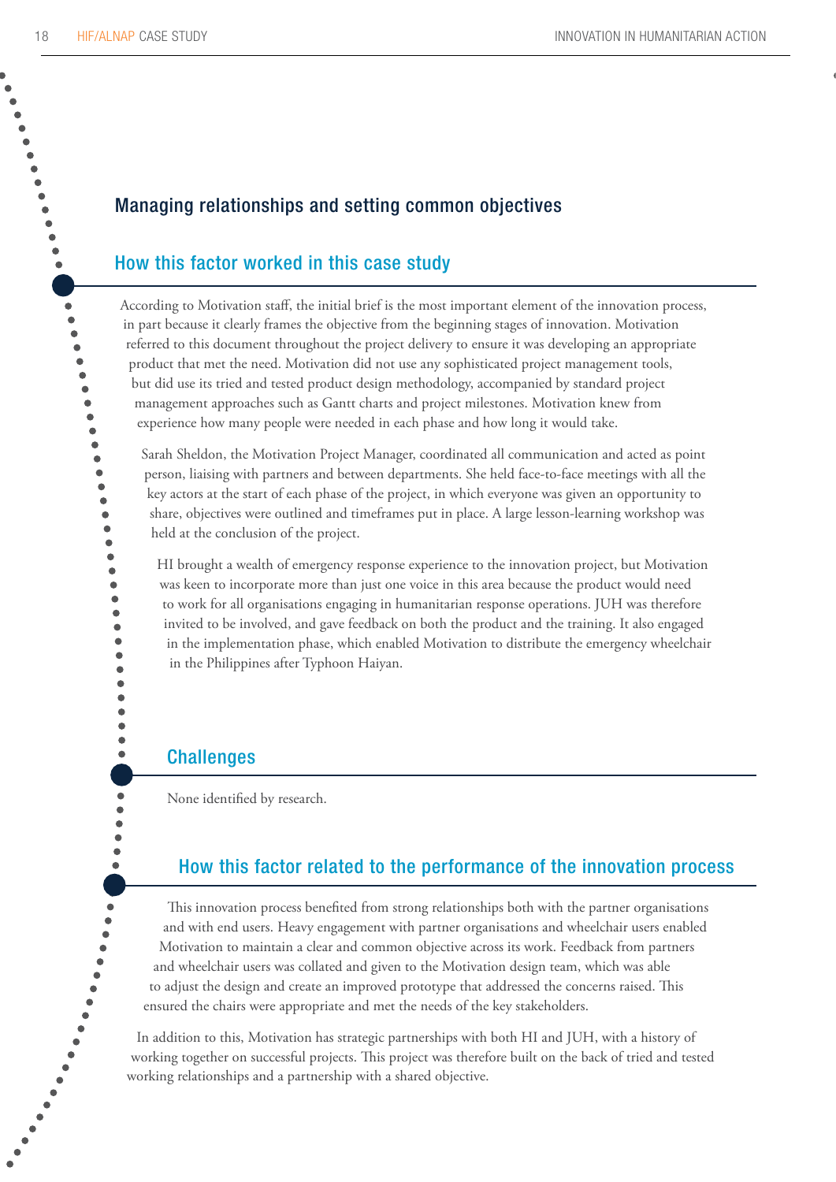## Managing relationships and setting common objectives

### How this factor worked in this case study

According to Motivation staff, the initial brief is the most important element of the innovation process, in part because it clearly frames the objective from the beginning stages of innovation. Motivation referred to this document throughout the project delivery to ensure it was developing an appropriate product that met the need. Motivation did not use any sophisticated project management tools, but did use its tried and tested product design methodology, accompanied by standard project management approaches such as Gantt charts and project milestones. Motivation knew from experience how many people were needed in each phase and how long it would take.

Sarah Sheldon, the Motivation Project Manager, coordinated all communication and acted as point person, liaising with partners and between departments. She held face-to-face meetings with all the key actors at the start of each phase of the project, in which everyone was given an opportunity to share, objectives were outlined and timeframes put in place. A large lesson-learning workshop was held at the conclusion of the project.

HI brought a wealth of emergency response experience to the innovation project, but Motivation was keen to incorporate more than just one voice in this area because the product would need to work for all organisations engaging in humanitarian response operations. JUH was therefore invited to be involved, and gave feedback on both the product and the training. It also engaged in the implementation phase, which enabled Motivation to distribute the emergency wheelchair in the Philippines after Typhoon Haiyan.

### Challenges

None identified by research.

### How this factor related to the performance of the innovation process

This innovation process benefited from strong relationships both with the partner organisations and with end users. Heavy engagement with partner organisations and wheelchair users enabled Motivation to maintain a clear and common objective across its work. Feedback from partners and wheelchair users was collated and given to the Motivation design team, which was able to adjust the design and create an improved prototype that addressed the concerns raised. This ensured the chairs were appropriate and met the needs of the key stakeholders.

In addition to this, Motivation has strategic partnerships with both HI and JUH, with a history of working together on successful projects. This project was therefore built on the back of tried and tested working relationships and a partnership with a shared objective.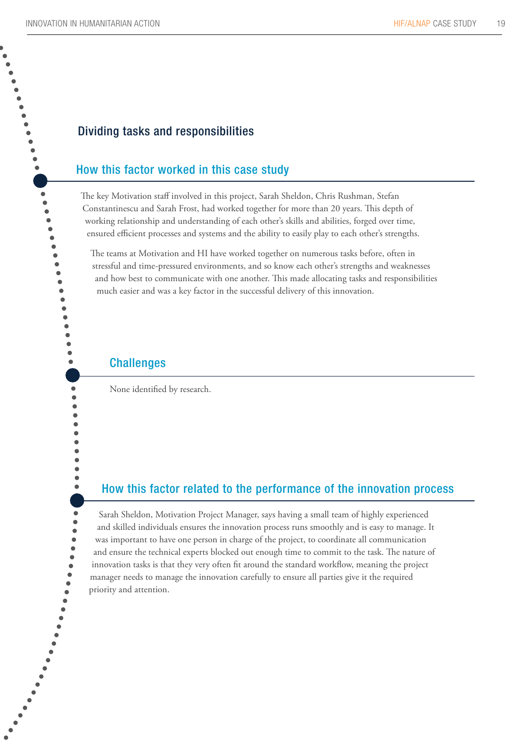## Dividing tasks and responsibilities

### How this factor worked in this case study

The key Motivation staff involved in this project, Sarah Sheldon, Chris Rushman, Stefan Constantinescu and Sarah Frost, had worked together for more than 20 years. This depth of working relationship and understanding of each other's skills and abilities, forged over time, ensured efficient processes and systems and the ability to easily play to each other's strengths.

The teams at Motivation and HI have worked together on numerous tasks before, often in stressful and time-pressured environments, and so know each other's strengths and weaknesses and how best to communicate with one another. This made allocating tasks and responsibilities much easier and was a key factor in the successful delivery of this innovation.

### Challenges

None identified by research.

### How this factor related to the performance of the innovation process

Sarah Sheldon, Motivation Project Manager, says having a small team of highly experienced and skilled individuals ensures the innovation process runs smoothly and is easy to manage. It was important to have one person in charge of the project, to coordinate all communication and ensure the technical experts blocked out enough time to commit to the task. The nature of innovation tasks is that they very often fit around the standard workflow, meaning the project manager needs to manage the innovation carefully to ensure all parties give it the required priority and attention.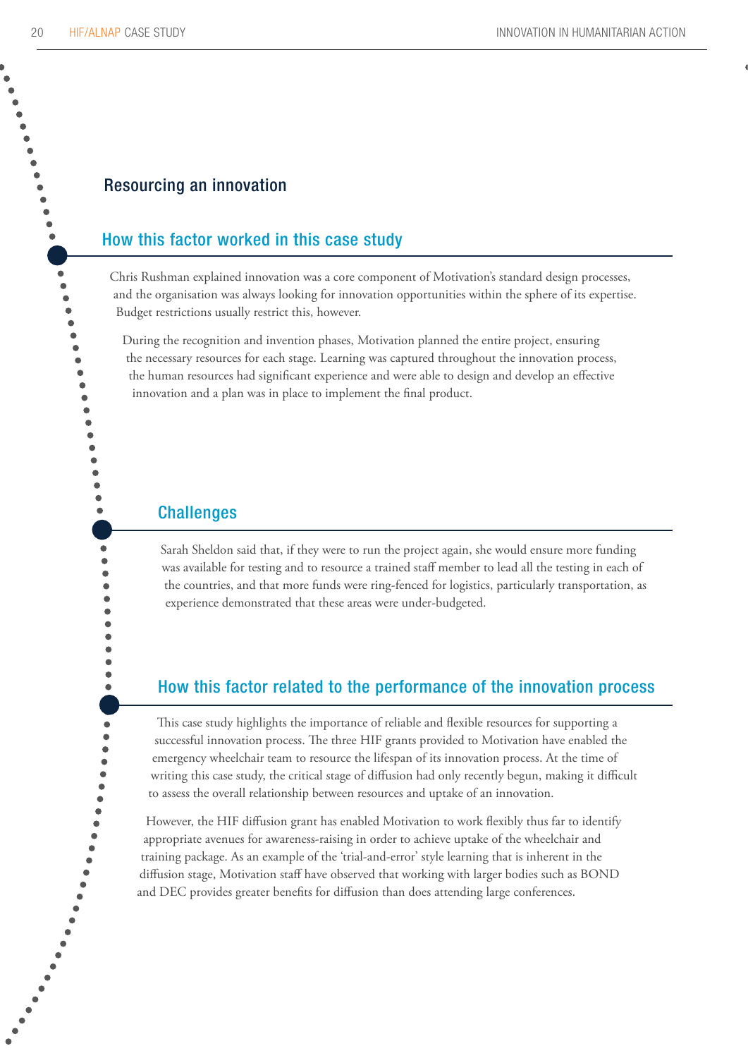## Resourcing an innovation

### How this factor worked in this case study

Chris Rushman explained innovation was a core component of Motivation's standard design processes, and the organisation was always looking for innovation opportunities within the sphere of its expertise. Budget restrictions usually restrict this, however.

During the recognition and invention phases, Motivation planned the entire project, ensuring the necessary resources for each stage. Learning was captured throughout the innovation process, the human resources had significant experience and were able to design and develop an effective innovation and a plan was in place to implement the final product.

### Challenges

Sarah Sheldon said that, if they were to run the project again, she would ensure more funding was available for testing and to resource a trained staff member to lead all the testing in each of the countries, and that more funds were ring-fenced for logistics, particularly transportation, as experience demonstrated that these areas were under-budgeted.

### How this factor related to the performance of the innovation process

This case study highlights the importance of reliable and flexible resources for supporting a successful innovation process. The three HIF grants provided to Motivation have enabled the emergency wheelchair team to resource the lifespan of its innovation process. At the time of writing this case study, the critical stage of diffusion had only recently begun, making it difficult to assess the overall relationship between resources and uptake of an innovation.

However, the HIF diffusion grant has enabled Motivation to work flexibly thus far to identify appropriate avenues for awareness-raising in order to achieve uptake of the wheelchair and training package. As an example of the 'trial-and-error' style learning that is inherent in the diffusion stage, Motivation staff have observed that working with larger bodies such as BOND and DEC provides greater benefits for diffusion than does attending large conferences.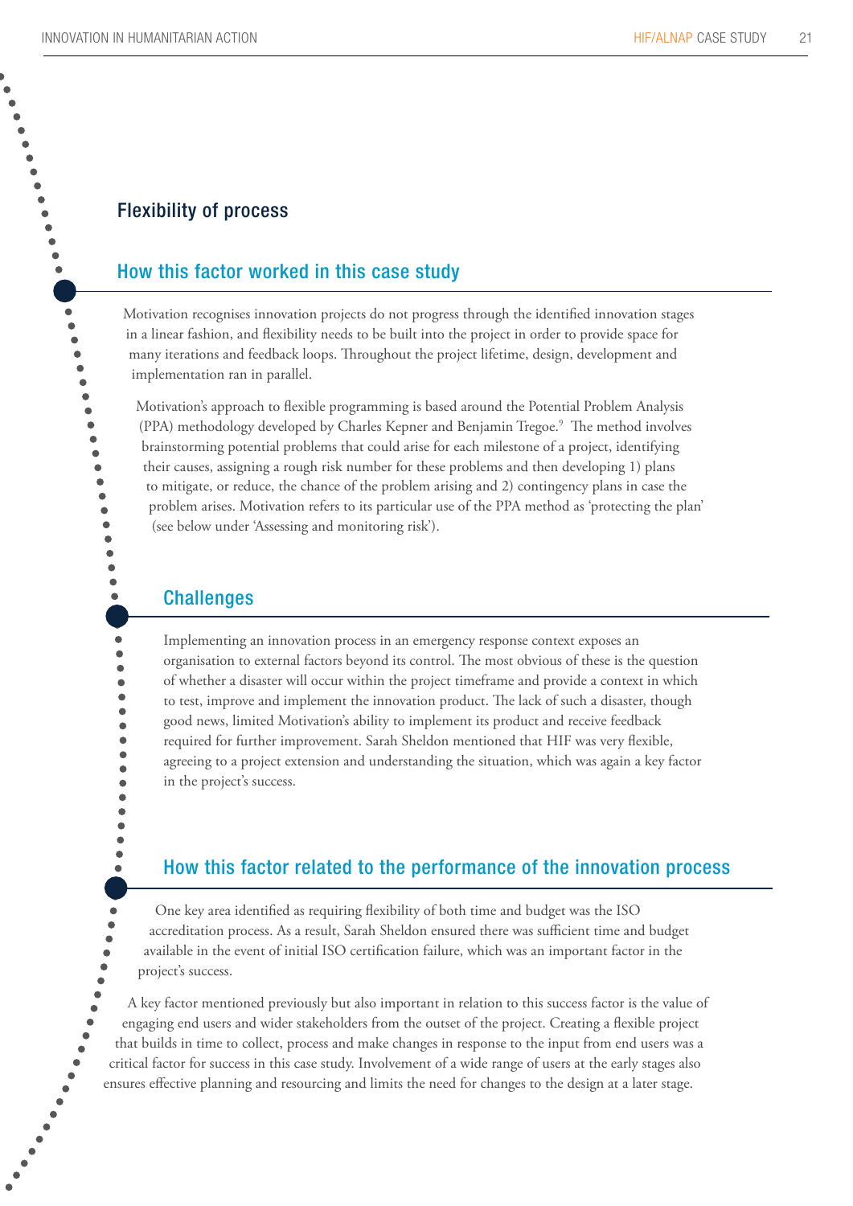## Flexibility of process

### How this factor worked in this case study

Motivation recognises innovation projects do not progress through the identified innovation stages in a linear fashion, and flexibility needs to be built into the project in order to provide space for many iterations and feedback loops. Throughout the project lifetime, design, development and implementation ran in parallel.

Motivation's approach to flexible programming is based around the Potential Problem Analysis (PPA) methodology developed by Charles Kepner and Benjamin Tregoe.[9] The method involves brainstorming potential problems that could arise for each milestone of a project, identifying their causes, assigning a rough risk number for these problems and then developing 1) plans to mitigate, or reduce, the chance of the problem arising and 2) contingency plans in case the problem arises. Motivation refers to its particular use of the PPA method as 'protecting the plan' (see below under 'Assessing and monitoring risk').

### Challenges

Implementing an innovation process in an emergency response context exposes an organisation to external factors beyond its control. The most obvious of these is the question of whether a disaster will occur within the project timeframe and provide a context in which to test, improve and implement the innovation product. The lack of such a disaster, though good news, limited Motivation's ability to implement its product and receive feedback required for further improvement. Sarah Sheldon mentioned that HIF was very flexible, agreeing to a project extension and understanding the situation, which was again a key factor in the project's success.

### How this factor related to the performance of the innovation process

One key area identified as requiring flexibility of both time and budget was the ISO accreditation process. As a result, Sarah Sheldon ensured there was sufficient time and budget available in the event of initial ISO certification failure, which was an important factor in the project's success.

A key factor mentioned previously but also important in relation to this success factor is the value of engaging end users and wider stakeholders from the outset of the project. Creating a flexible project that builds in time to collect, process and make changes in response to the input from end users was a critical factor for success in this case study. Involvement of a wide range of users at the early stages also ensures effective planning and resourcing and limits the need for changes to the design at a later stage.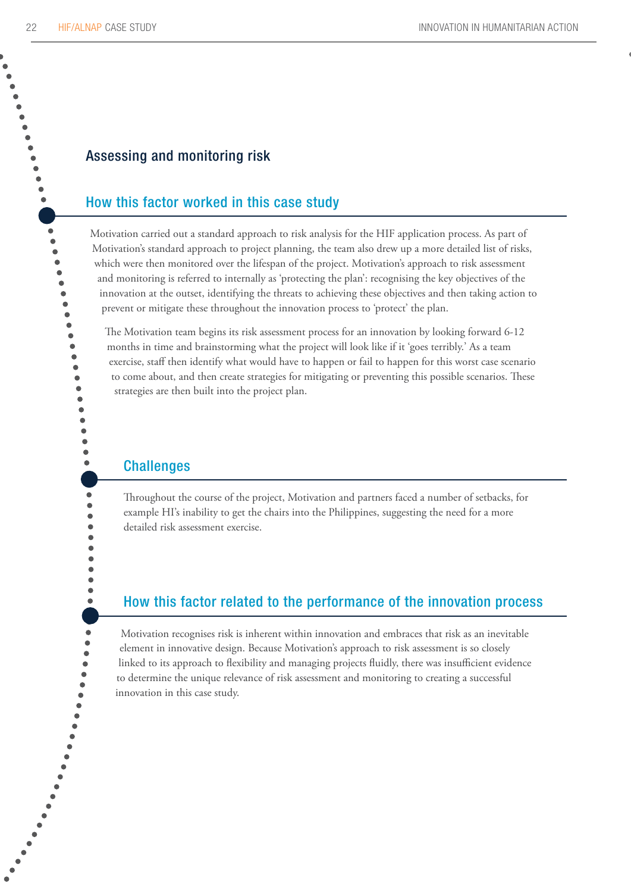## Assessing and monitoring risk

### How this factor worked in this case study

Motivation carried out a standard approach to risk analysis for the HIF application process. As part of Motivation's standard approach to project planning, the team also drew up a more detailed list of risks, which were then monitored over the lifespan of the project. Motivation's approach to risk assessment and monitoring is referred to internally as 'protecting the plan': recognising the key objectives of the innovation at the outset, identifying the threats to achieving these objectives and then taking action to prevent or mitigate these throughout the innovation process to 'protect' the plan.

The Motivation team begins its risk assessment process for an innovation by looking forward 6-12 months in time and brainstorming what the project will look like if it 'goes terribly.' As a team exercise, staff then identify what would have to happen or fail to happen for this worst case scenario to come about, and then create strategies for mitigating or preventing this possible scenarios. These strategies are then built into the project plan.

### Challenges

Throughout the course of the project, Motivation and partners faced a number of setbacks, for example HI's inability to get the chairs into the Philippines, suggesting the need for a more detailed risk assessment exercise.

### How this factor related to the performance of the innovation process

Motivation recognises risk is inherent within innovation and embraces that risk as an inevitable element in innovative design. Because Motivation's approach to risk assessment is so closely linked to its approach to flexibility and managing projects fluidly, there was insufficient evidence to determine the unique relevance of risk assessment and monitoring to creating a successful innovation in this case study.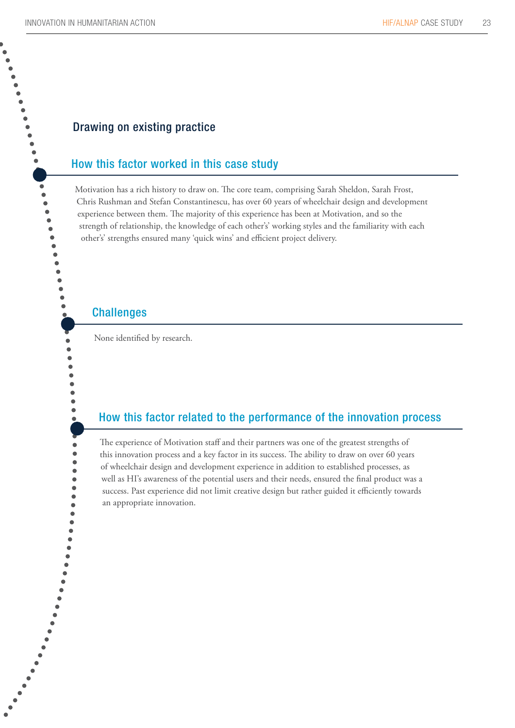## Drawing on existing practice

### How this factor worked in this case study

Motivation has a rich history to draw on. The core team, comprising Sarah Sheldon, Sarah Frost, Chris Rushman and Stefan Constantinescu, has over 60 years of wheelchair design and development experience between them. The majority of this experience has been at Motivation, and so the strength of relationship, the knowledge of each other's' working styles and the familiarity with each other's' strengths ensured many 'quick wins' and efficient project delivery.

### Challenges

None identified by research.

### How this factor related to the performance of the innovation process

The experience of Motivation staff and their partners was one of the greatest strengths of this innovation process and a key factor in its success. The ability to draw on over 60 years of wheelchair design and development experience in addition to established processes, as well as HI's awareness of the potential users and their needs, ensured the final product was a success. Past experience did not limit creative design but rather guided it efficiently towards an appropriate innovation.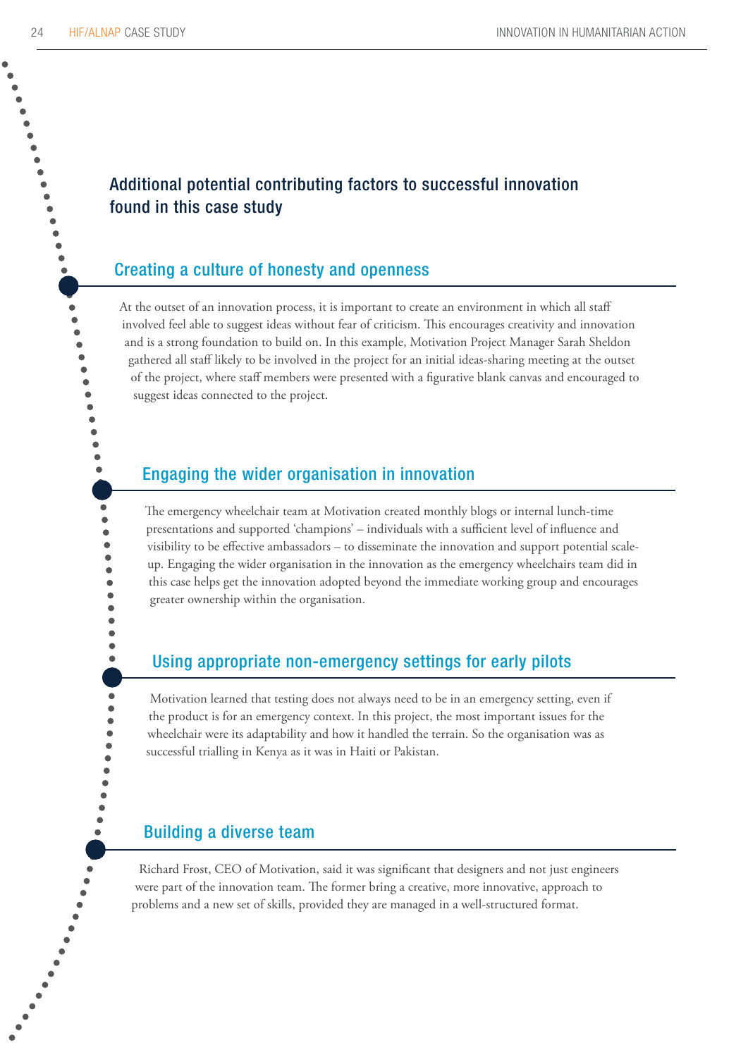## Additional potential contributing factors to successful innovation found in this case study

### Creating a culture of honesty and openness

At the outset of an innovation process, it is important to create an environment in which all staff involved feel able to suggest ideas without fear of criticism. This encourages creativity and innovation and is a strong foundation to build on. In this example, Motivation Project Manager Sarah Sheldon gathered all staff likely to be involved in the project for an initial ideas-sharing meeting at the outset of the project, where staff members were presented with a figurative blank canvas and encouraged to suggest ideas connected to the project.

### Engaging the wider organisation in innovation

The emergency wheelchair team at Motivation created monthly blogs or internal lunch-time presentations and supported 'champions' – individuals with a sufficient level of influence and visibility to be effective ambassadors – to disseminate the innovation and support potential scale-up. Engaging the wider organisation in the innovation as the emergency wheelchairs team did in this case helps get the innovation adopted beyond the immediate working group and encourages greater ownership within the organisation.

### Using appropriate non-emergency settings for early pilots

Motivation learned that testing does not always need to be in an emergency setting, even if the product is for an emergency context. In this project, the most important issues for the wheelchair were its adaptability and how it handled the terrain. So the organisation was as successful trialling in Kenya as it was in Haiti or Pakistan.

### Building a diverse team

Richard Frost, CEO of Motivation, said it was significant that designers and not just engineers were part of the innovation team. The former bring a creative, more innovative, approach to problems and a new set of skills, provided they are managed in a well-structured format.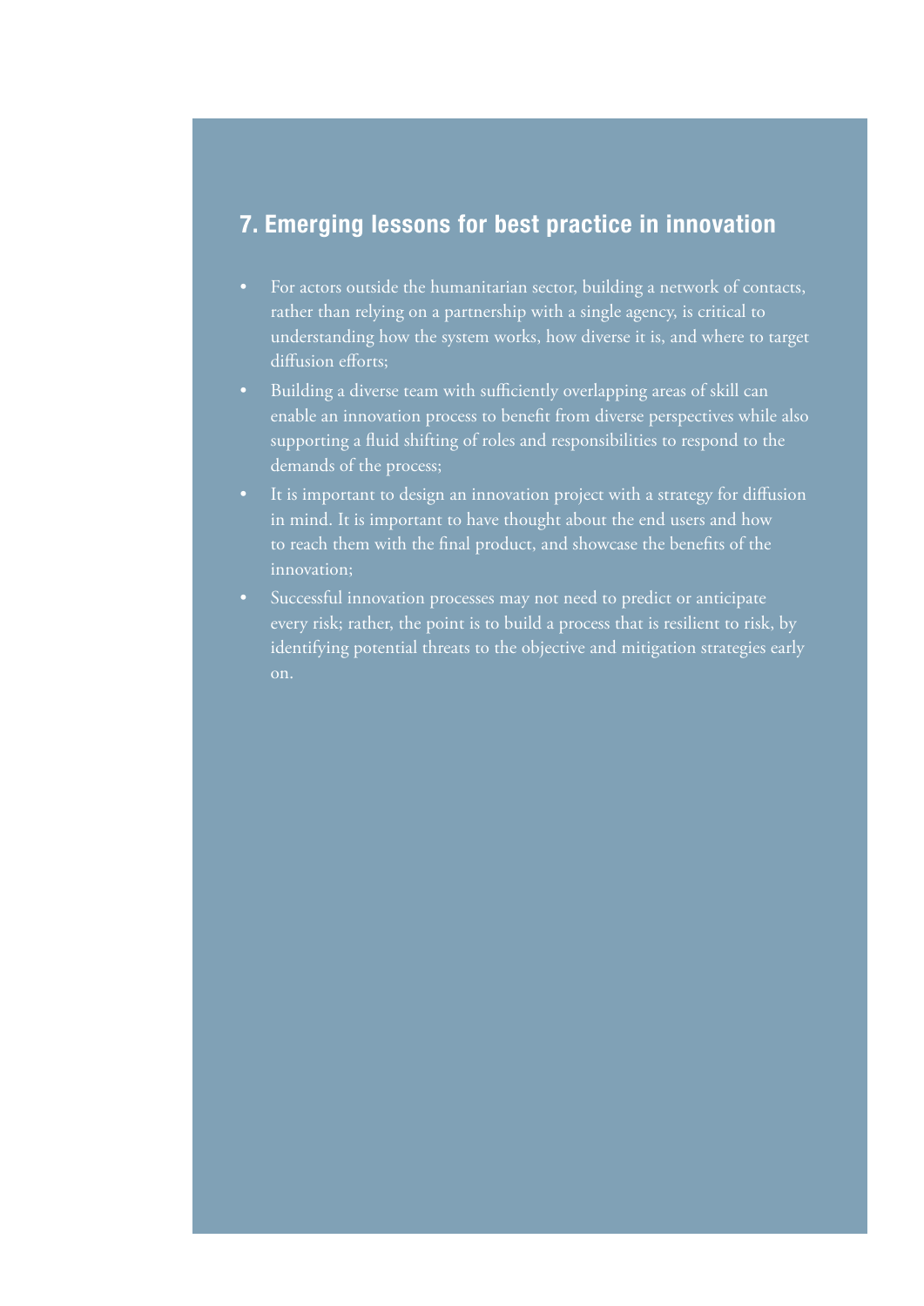## 7. Emerging lessons for best practice in innovation

- For actors outside the humanitarian sector, building a network of contacts, rather than relying on a partnership with a single agency, is critical to understanding how the system works, how diverse it is, and where to target diffusion efforts;
- Building a diverse team with sufficiently overlapping areas of skill can enable an innovation process to benefit from diverse perspectives while also supporting a fluid shifting of roles and responsibilities to respond to the demands of the process;
- It is important to design an innovation project with a strategy for diffusion in mind. It is important to have thought about the end users and how to reach them with the final product, and showcase the benefits of the innovation;
- Successful innovation processes may not need to predict or anticipate every risk; rather, the point is to build a process that is resilient to risk, by identifying potential threats to the objective and mitigation strategies early on.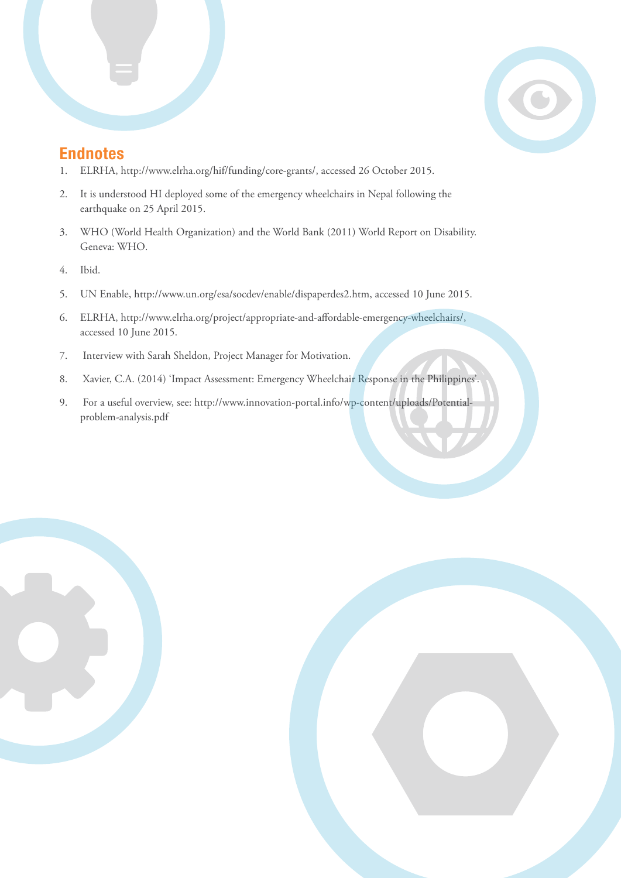## Endnotes

1. ELRHA, http://www.elrha.org/hif/funding/core-grants/, accessed 26 October 2015.
2. It is understood HI deployed some of the emergency wheelchairs in Nepal following the earthquake on 25 April 2015.
3. WHO (World Health Organization) and the World Bank (2011) World Report on Disability. Geneva: WHO.
4. Ibid.
5. UN Enable, http://www.un.org/esa/socdev/enable/dispaperdes2.htm, accessed 10 June 2015.
6. ELRHA, http://www.elrha.org/project/appropriate-and-affordable-emergency-wheelchairs/, accessed 10 June 2015.
7. Interview with Sarah Sheldon, Project Manager for Motivation.
8. Xavier, C.A. (2014) 'Impact Assessment: Emergency Wheelchair Response in the Philippines'.
9. For a useful overview, see: http://www.innovation-portal.info/wp-content/uploads/Potential-problem-analysis.pdf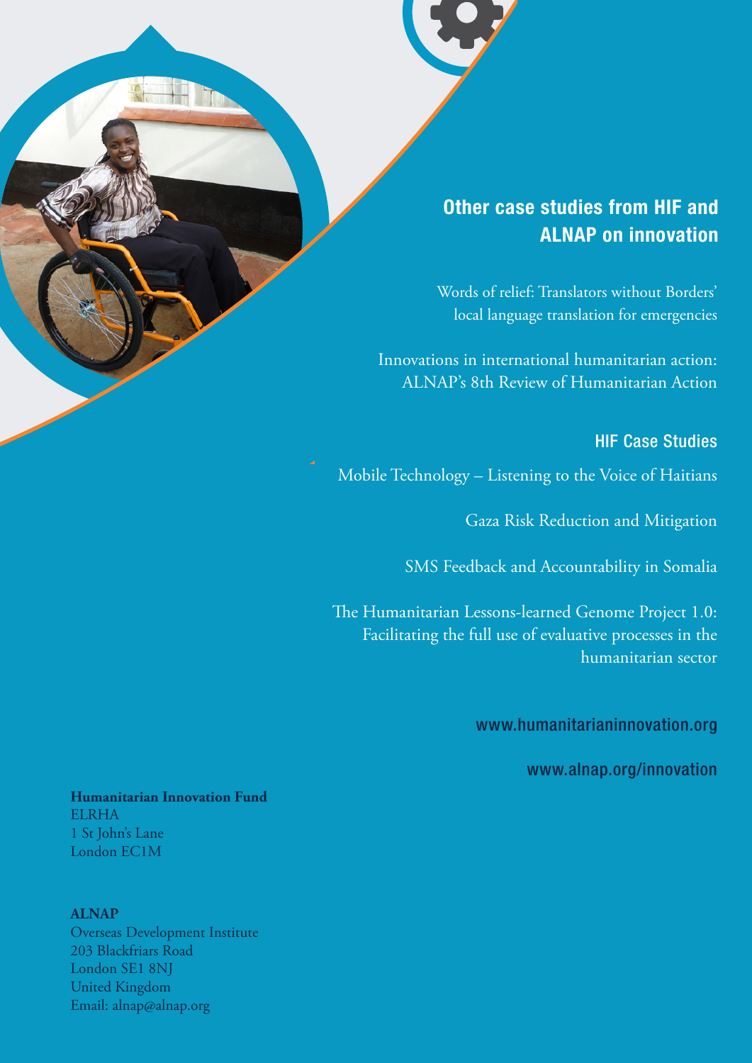## Other case studies from HIF and ALNAP on innovation

Words of relief: Translators without Borders' local language translation for emergencies

Innovations in international humanitarian action: ALNAP's 8th Review of Humanitarian Action

### HIF Case Studies

Mobile Technology – Listening to the Voice of Haitians

Gaza Risk Reduction and Mitigation

SMS Feedback and Accountability in Somalia

The Humanitarian Lessons-learned Genome Project 1.0: Facilitating the full use of evaluative processes in the humanitarian sector

www.humanitarianinnovation.org

www.alnap.org/innovation

**Humanitarian Innovation Fund**
ELRHA
1 St John's Lane
London EC1M

**ALNAP**
Overseas Development Institute
203 Blackfriars Road
London SE1 8NJ
United Kingdom
Email: alnap@alnap.org